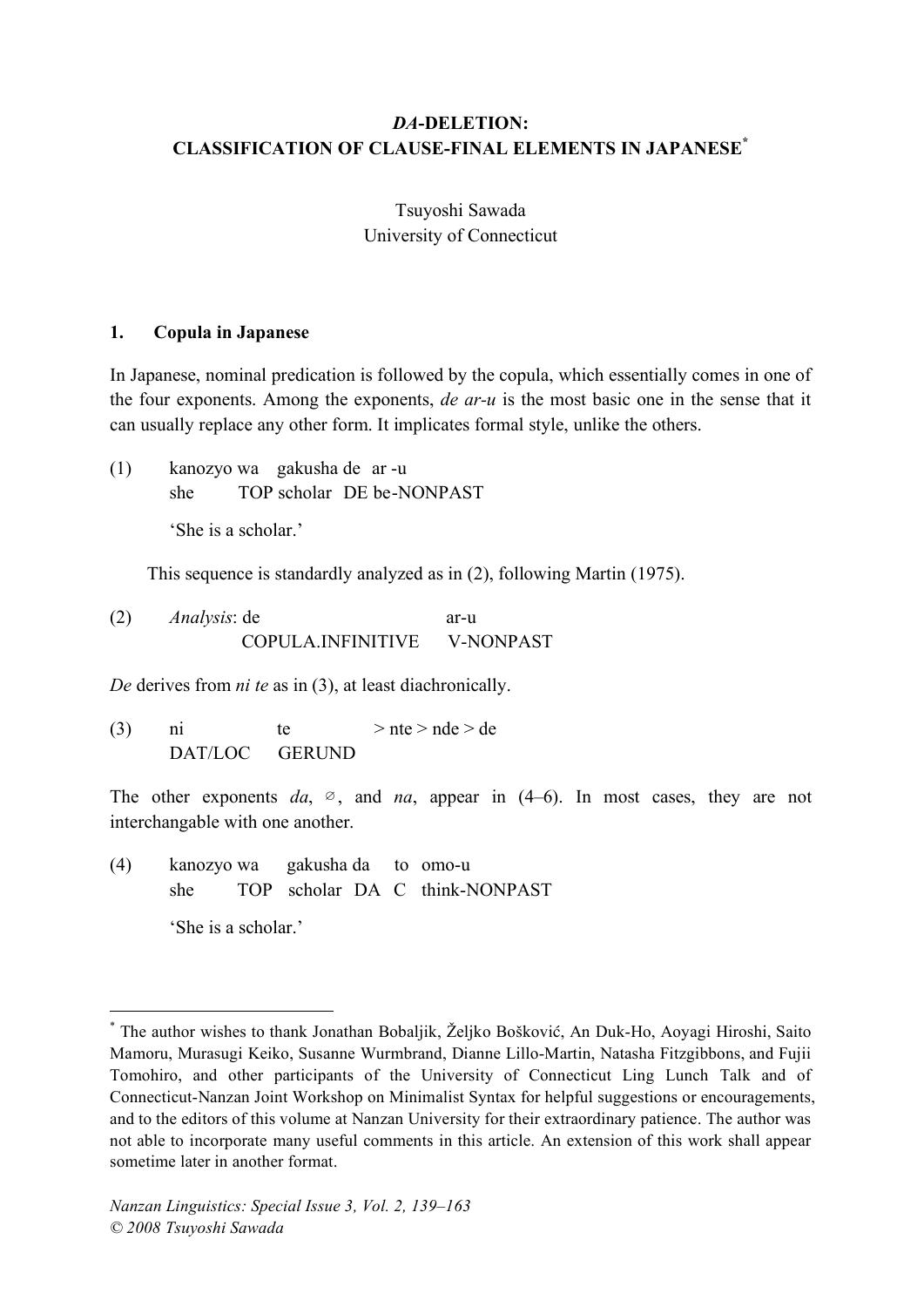# *DA*-DELETION: CLASSIFICATION OF CLAUSE-FINAL ELEMENTS IN JAPANESE[*]

Tsuyoshi Sawada
University of Connecticut

## 1. Copula in Japanese

In Japanese, nominal predication is followed by the copula, which essentially comes in one of the four exponents. Among the exponents, *de ar-u* is the most basic one in the sense that it can usually replace any other form. It implicates formal style, unlike the others.

(1) kanozyo wa gakusha de ar -u
she TOP scholar DE be-NONPAST

'She is a scholar.'

This sequence is standardly analyzed as in (2), following Martin (1975).

(2) *Analysis*: de ar-u
COPULA.INFINITIVE V-NONPAST

*De* derives from *ni te* as in (3), at least diachronically.

(3) ni te > nte > nde > de
DAT/LOC GERUND

The other exponents *da*, ∅, and *na*, appear in (4–6). In most cases, they are not interchangable with one another.

(4) kanozyo wa gakusha da to omo-u
she TOP scholar DA C think-NONPAST

'She is a scholar.'

---

[*] The author wishes to thank Jonathan Bobaljik, Željko Bošković, An Duk-Ho, Aoyagi Hiroshi, Saito Mamoru, Murasugi Keiko, Susanne Wurmbrand, Dianne Lillo-Martin, Natasha Fitzgibbons, and Fujii Tomohiro, and other participants of the University of Connecticut Ling Lunch Talk and of Connecticut-Nanzan Joint Workshop on Minimalist Syntax for helpful suggestions or encouragements, and to the editors of this volume at Nanzan University for their extraordinary patience. The author was not able to incorporate many useful comments in this article. An extension of this work shall appear sometime later in another format.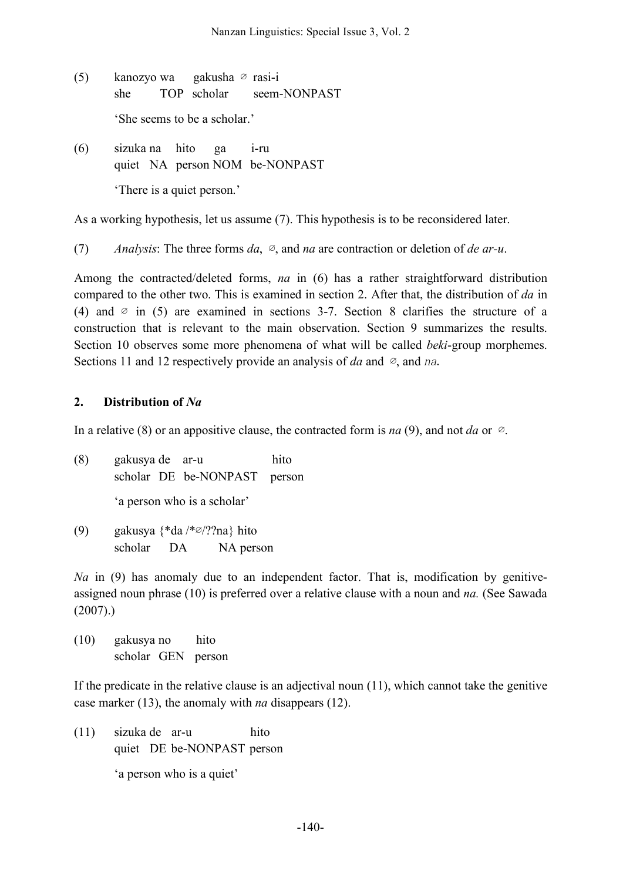(5) kanozyo wa gakusha ∅ rasi-i
she TOP scholar seem-NONPAST

'She seems to be a scholar.'

(6) sizuka na hito ga i-ru
quiet NA person NOM be-NONPAST

'There is a quiet person.'

As a working hypothesis, let us assume (7). This hypothesis is to be reconsidered later.

(7) *Analysis*: The three forms *da*, ∅, and *na* are contraction or deletion of *de ar-u*.

Among the contracted/deleted forms, *na* in (6) has a rather straightforward distribution compared to the other two. This is examined in section 2. After that, the distribution of *da* in (4) and ∅ in (5) are examined in sections 3-7. Section 8 clarifies the structure of a construction that is relevant to the main observation. Section 9 summarizes the results. Section 10 observes some more phenomena of what will be called *beki*-group morphemes. Sections 11 and 12 respectively provide an analysis of *da* and ∅, and *na*.

## 2. Distribution of *Na*

In a relative (8) or an appositive clause, the contracted form is *na* (9), and not *da* or ∅.

(8) gakusya de ar-u hito
scholar DE be-NONPAST person

'a person who is a scholar'

(9) gakusya {*da /*∅/??na} hito
scholar DA NA person

*Na* in (9) has anomaly due to an independent factor. That is, modification by genitive-assigned noun phrase (10) is preferred over a relative clause with a noun and *na.* (See Sawada (2007).)

(10) gakusya no hito
scholar GEN person

If the predicate in the relative clause is an adjectival noun (11), which cannot take the genitive case marker (13), the anomaly with *na* disappears (12).

(11) sizuka de ar-u hito
quiet DE be-NONPAST person

'a person who is a quiet'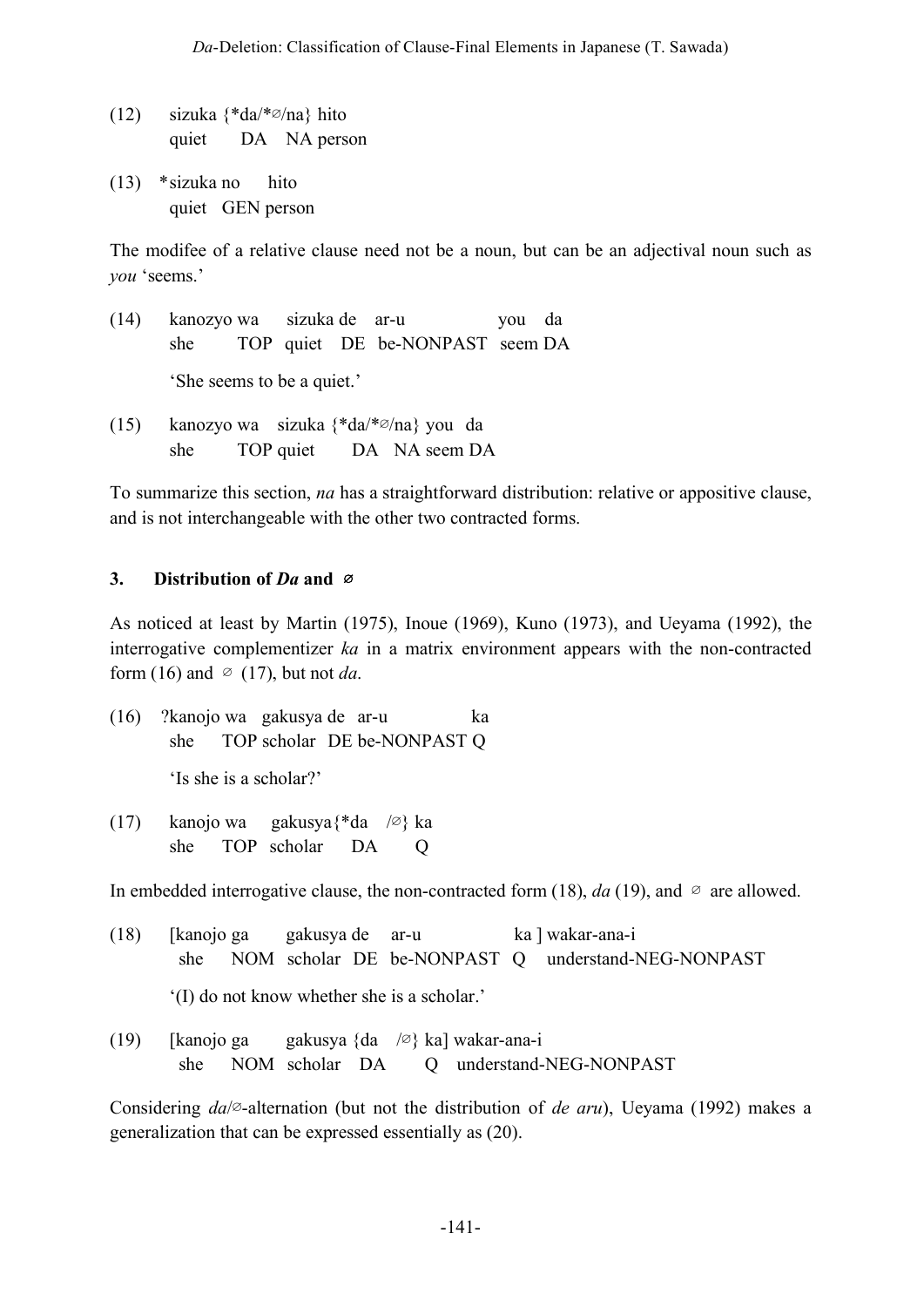(12) sizuka {*da/*∅/na} hito
quiet DA NA person

(13) *sizuka no hito
quiet GEN person

The modifee of a relative clause need not be a noun, but can be an adjectival noun such as *you* 'seems.'

(14) kanozyo wa sizuka de ar-u you da
she TOP quiet DE be-NONPAST seem DA

'She seems to be a quiet.'

(15) kanozyo wa sizuka {*da/*∅/na} you da
she TOP quiet DA NA seem DA

To summarize this section, *na* has a straightforward distribution: relative or appositive clause, and is not interchangeable with the other two contracted forms.

## 3. Distribution of *Da* and ∅

As noticed at least by Martin (1975), Inoue (1969), Kuno (1973), and Ueyama (1992), the interrogative complementizer *ka* in a matrix environment appears with the non-contracted form (16) and ∅ (17), but not *da*.

(16) ?kanojo wa gakusya de ar-u ka
she TOP scholar DE be-NONPAST Q

'Is she is a scholar?'

(17) kanojo wa gakusya{*da /∅} ka
she TOP scholar DA Q

In embedded interrogative clause, the non-contracted form (18), *da* (19), and ∅ are allowed.

(18) [kanojo ga gakusya de ar-u ka ] wakar-ana-i
she NOM scholar DE be-NONPAST Q understand-NEG-NONPAST

'(I) do not know whether she is a scholar.'

(19) [kanojo ga gakusya {da /∅} ka] wakar-ana-i
she NOM scholar DA Q understand-NEG-NONPAST

Considering *da*/∅-alternation (but not the distribution of *de aru*), Ueyama (1992) makes a generalization that can be expressed essentially as (20).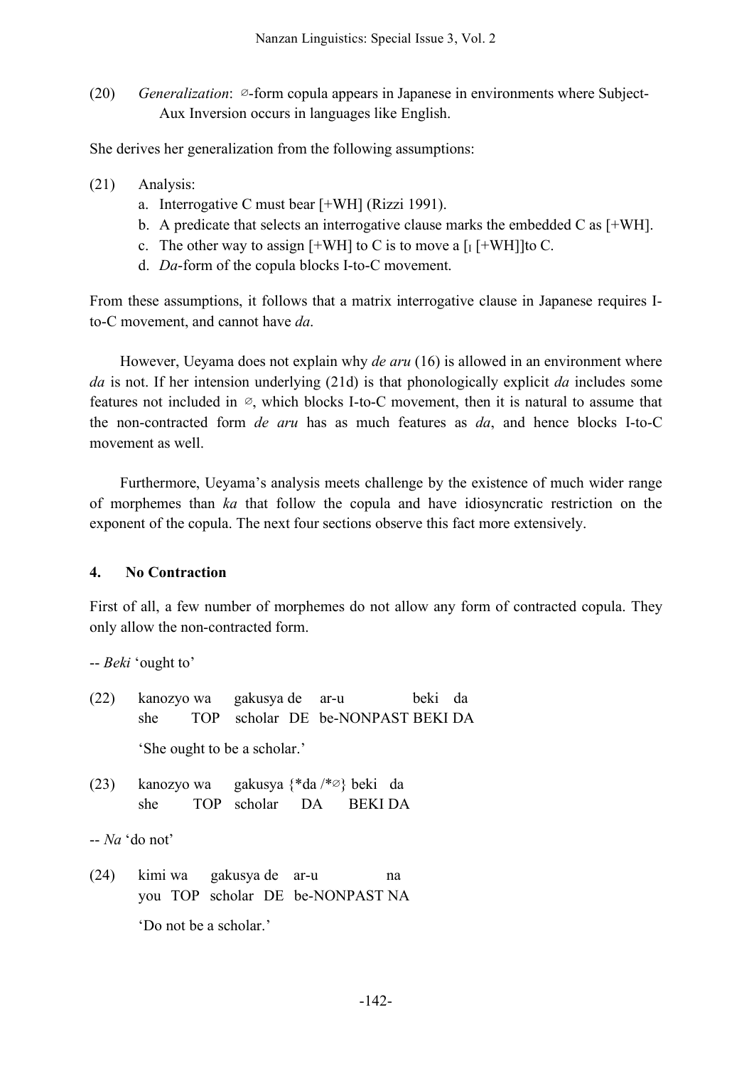(20) *Generalization*: ∅-form copula appears in Japanese in environments where Subject-Aux Inversion occurs in languages like English.

She derives her generalization from the following assumptions:

(21) Analysis:
  a. Interrogative C must bear [+WH] (Rizzi 1991).
  b. A predicate that selects an interrogative clause marks the embedded C as [+WH].
  c. The other way to assign [+WH] to C is to move a $[_I$ [+WH]]to C.
  d. *Da*-form of the copula blocks I-to-C movement.

From these assumptions, it follows that a matrix interrogative clause in Japanese requires I-to-C movement, and cannot have *da*.

However, Ueyama does not explain why *de aru* (16) is allowed in an environment where *da* is not. If her intension underlying (21d) is that phonologically explicit *da* includes some features not included in ∅, which blocks I-to-C movement, then it is natural to assume that the non-contracted form *de aru* has as much features as *da*, and hence blocks I-to-C movement as well.

Furthermore, Ueyama's analysis meets challenge by the existence of much wider range of morphemes than *ka* that follow the copula and have idiosyncratic restriction on the exponent of the copula. The next four sections observe this fact more extensively.

## 4. No Contraction

First of all, a few number of morphemes do not allow any form of contracted copula. They only allow the non-contracted form.

-- *Beki* 'ought to'

(22) kanozyo wa gakusya de ar-u beki da
  she TOP scholar DE be-NONPAST BEKI DA

  'She ought to be a scholar.'

(23) kanozyo wa gakusya {*da /*∅} beki da
  she TOP scholar DA BEKI DA

-- *Na* 'do not'

(24) kimi wa gakusya de ar-u na
  you TOP scholar DE be-NONPAST NA

  'Do not be a scholar.'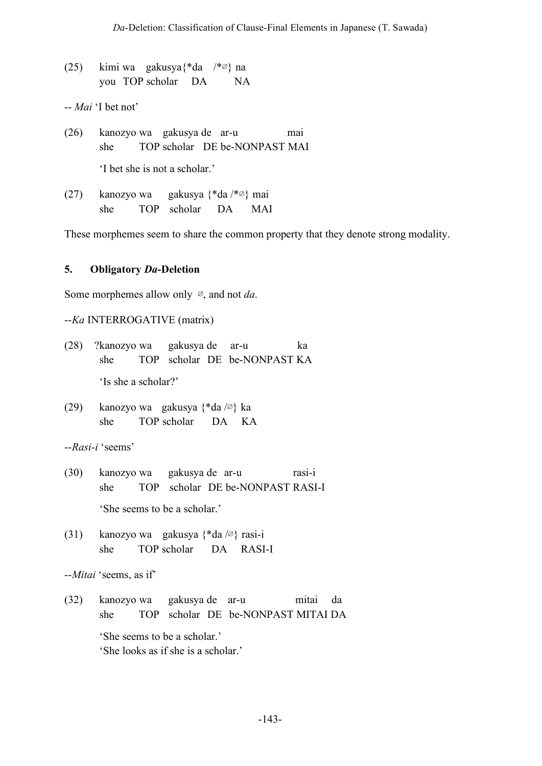(25) kimi wa gakusya{*da /*∅} na
you TOP scholar DA NA

-- *Mai* 'I bet not'

(26) kanozyo wa gakusya de ar-u mai
she TOP scholar DE be-NONPAST MAI

'I bet she is not a scholar.'

(27) kanozyo wa gakusya {*da /*∅} mai
she TOP scholar DA MAI

These morphemes seem to share the common property that they denote strong modality.

## 5. Obligatory *Da*-Deletion

Some morphemes allow only ∅, and not *da*.

--*Ka* INTERROGATIVE (matrix)

(28) ?kanozyo wa gakusya de ar-u ka
she TOP scholar DE be-NONPAST KA

'Is she a scholar?'

(29) kanozyo wa gakusya {*da /∅} ka
she TOP scholar DA KA

--*Rasi-i* 'seems'

(30) kanozyo wa gakusya de ar-u rasi-i
she TOP scholar DE be-NONPAST RASI-I

'She seems to be a scholar.'

(31) kanozyo wa gakusya {*da /∅} rasi-i
she TOP scholar DA RASI-I

--*Mitai* 'seems, as if'

(32) kanozyo wa gakusya de ar-u mitai da
she TOP scholar DE be-NONPAST MITAI DA

'She seems to be a scholar.'
'She looks as if she is a scholar.'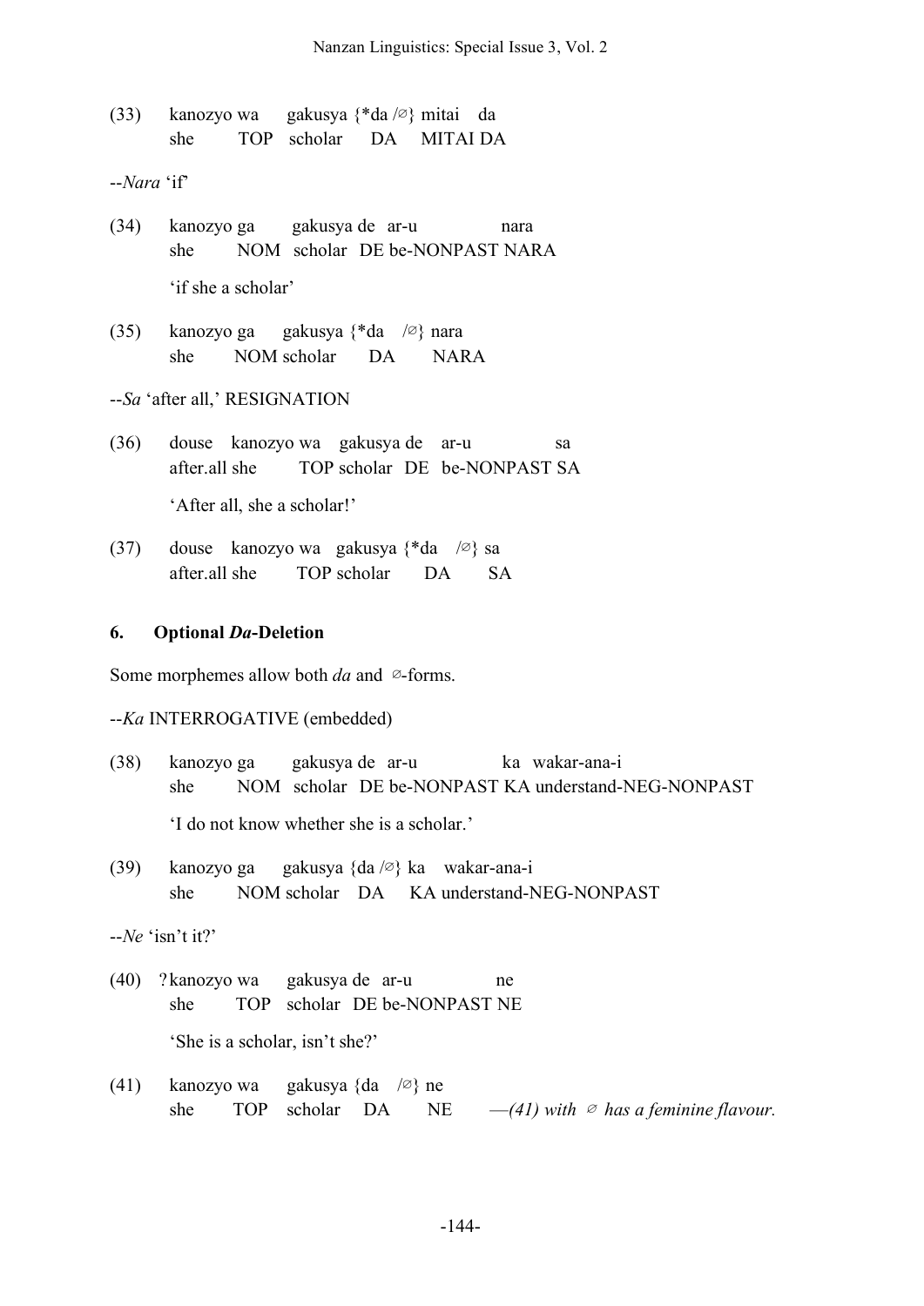(33) kanozyo wa gakusya {*da /∅} mitai da
she TOP scholar DA MITAI DA

--*Nara* 'if'

(34) kanozyo ga gakusya de ar-u nara
she NOM scholar DE be-NONPAST NARA

'if she a scholar'

(35) kanozyo ga gakusya {*da /∅} nara
she NOM scholar DA NARA

--*Sa* 'after all,' RESIGNATION

(36) douse kanozyo wa gakusya de ar-u sa
after.all she TOP scholar DE be-NONPAST SA

'After all, she a scholar!'

(37) douse kanozyo wa gakusya {*da /∅} sa
after.all she TOP scholar DA SA

## 6. Optional *Da*-Deletion

Some morphemes allow both *da* and ∅-forms.

--*Ka* INTERROGATIVE (embedded)

(38) kanozyo ga gakusya de ar-u ka wakar-ana-i
she NOM scholar DE be-NONPAST KA understand-NEG-NONPAST

'I do not know whether she is a scholar.'

(39) kanozyo ga gakusya {da /∅} ka wakar-ana-i
she NOM scholar DA KA understand-NEG-NONPAST

--*Ne* 'isn't it?'

(40) ?kanozyo wa gakusya de ar-u ne
she TOP scholar DE be-NONPAST NE

'She is a scholar, isn't she?'

(41) kanozyo wa gakusya {da /∅} ne
she TOP scholar DA NE —*(41) with ∅ has a feminine flavour.*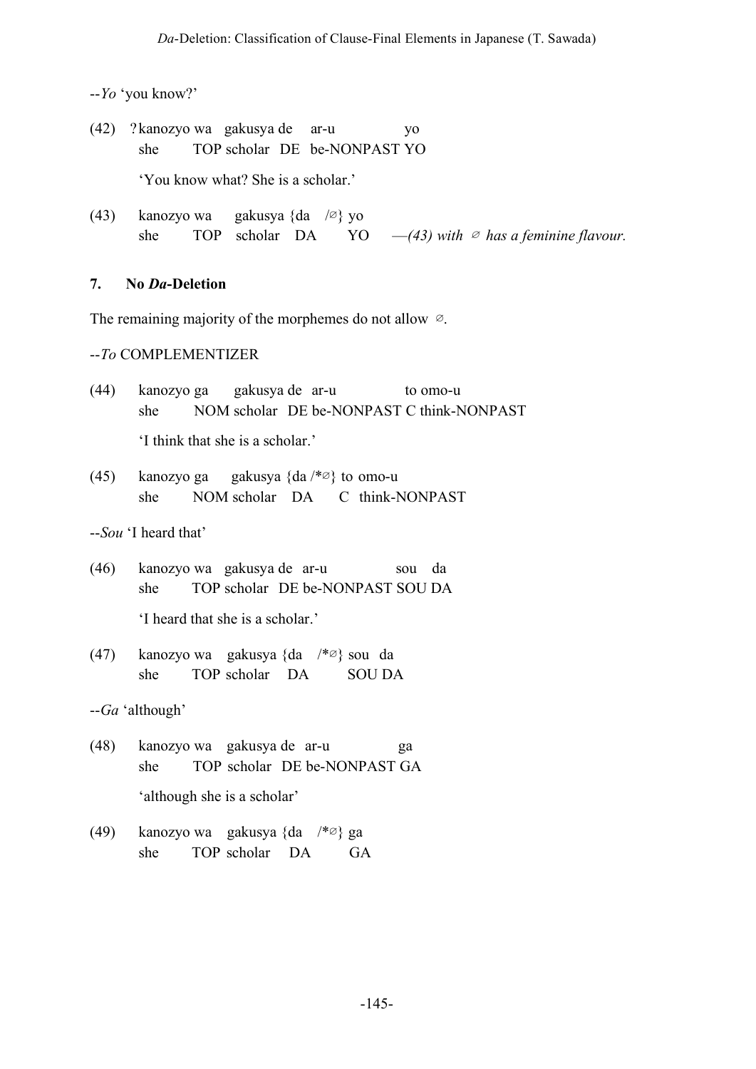--*Yo* 'you know?'

(42) ?kanozyo wa gakusya de ar-u yo
she TOP scholar DE be-NONPAST YO

'You know what? She is a scholar.'

(43) kanozyo wa gakusya {da /∅} yo
she TOP scholar DA YO —*(43) with ∅ has a feminine flavour.*

## 7. No *Da*-Deletion

The remaining majority of the morphemes do not allow ∅.

--*To* COMPLEMENTIZER

(44) kanozyo ga gakusya de ar-u to omo-u
she NOM scholar DE be-NONPAST C think-NONPAST

'I think that she is a scholar.'

(45) kanozyo ga gakusya {da /*∅} to omo-u
she NOM scholar DA C think-NONPAST

--*Sou* 'I heard that'

(46) kanozyo wa gakusya de ar-u sou da
she TOP scholar DE be-NONPAST SOU DA

'I heard that she is a scholar.'

(47) kanozyo wa gakusya {da /*∅} sou da
she TOP scholar DA SOU DA

--*Ga* 'although'

(48) kanozyo wa gakusya de ar-u ga
she TOP scholar DE be-NONPAST GA

'although she is a scholar'

(49) kanozyo wa gakusya {da /*∅} ga
she TOP scholar DA GA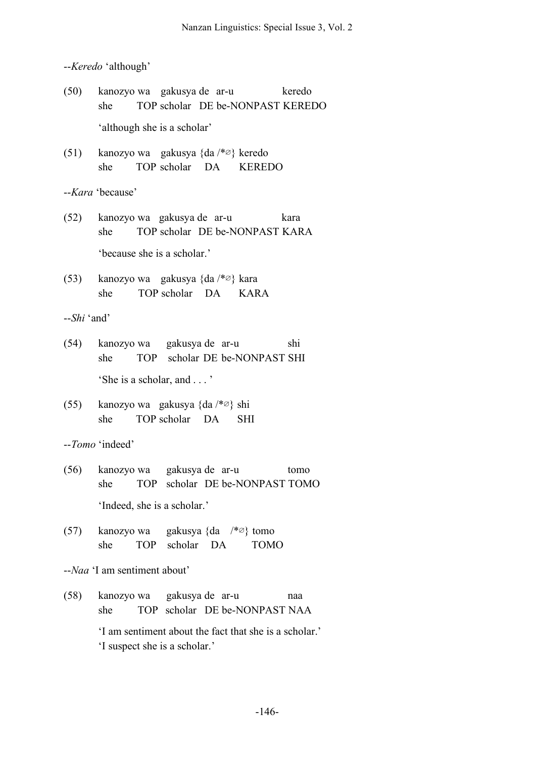--*Keredo* 'although'

(50) kanozyo wa gakusya de ar-u keredo
she TOP scholar DE be-NONPAST KEREDO

'although she is a scholar'

(51) kanozyo wa gakusya {da /*∅} keredo
she TOP scholar DA KEREDO

--*Kara* 'because'

(52) kanozyo wa gakusya de ar-u kara
she TOP scholar DE be-NONPAST KARA

'because she is a scholar.'

(53) kanozyo wa gakusya {da /*∅} kara
she TOP scholar DA KARA

--*Shi* 'and'

(54) kanozyo wa gakusya de ar-u shi
she TOP scholar DE be-NONPAST SHI

'She is a scholar, and . . . '

(55) kanozyo wa gakusya {da /*∅} shi
she TOP scholar DA SHI

--*Tomo* 'indeed'

(56) kanozyo wa gakusya de ar-u tomo
she TOP scholar DE be-NONPAST TOMO

'Indeed, she is a scholar.'

(57) kanozyo wa gakusya {da /*∅} tomo
she TOP scholar DA TOMO

--*Naa* 'I am sentiment about'

(58) kanozyo wa gakusya de ar-u naa
she TOP scholar DE be-NONPAST NAA

'I am sentiment about the fact that she is a scholar.'
'I suspect she is a scholar.'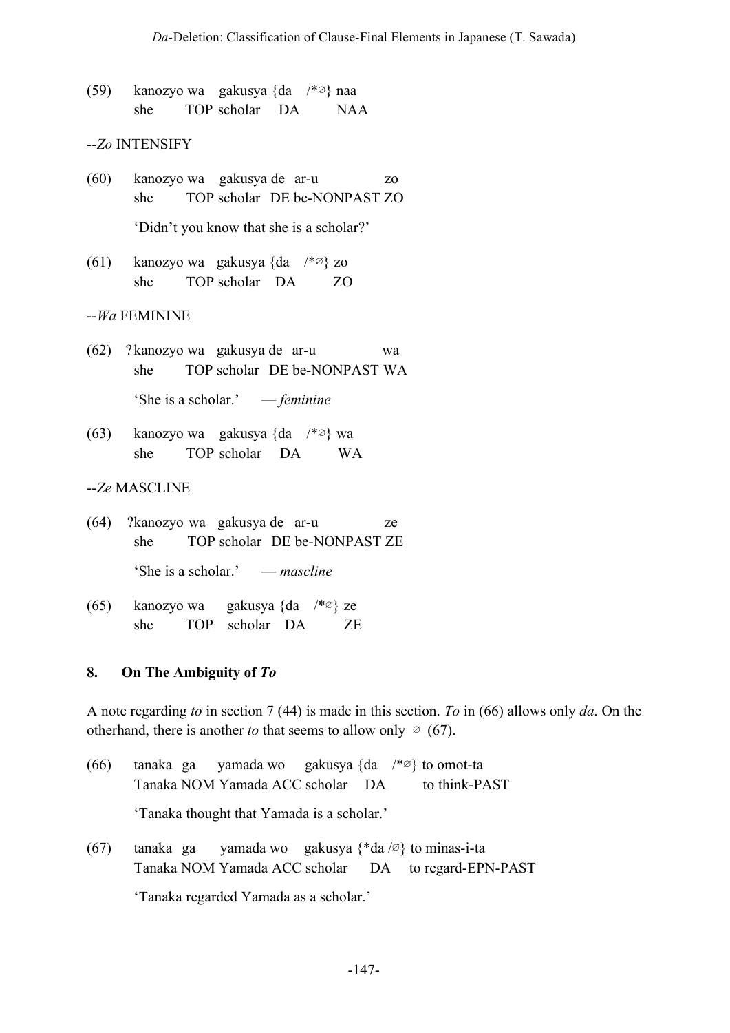(59) kanozyo wa gakusya {da /*∅} naa
she TOP scholar DA NAA

--*Zo* INTENSIFY

(60) kanozyo wa gakusya de ar-u zo
she TOP scholar DE be-NONPAST ZO

'Didn't you know that she is a scholar?'

(61) kanozyo wa gakusya {da /*∅} zo
she TOP scholar DA ZO

--*Wa* FEMININE

(62) ?kanozyo wa gakusya de ar-u wa
she TOP scholar DE be-NONPAST WA

'She is a scholar.' — *feminine*

(63) kanozyo wa gakusya {da /*∅} wa
she TOP scholar DA WA

--*Ze* MASCLINE

(64) ?kanozyo wa gakusya de ar-u ze
she TOP scholar DE be-NONPAST ZE

'She is a scholar.' — *mascline*

(65) kanozyo wa gakusya {da /*∅} ze
she TOP scholar DA ZE

## 8. On The Ambiguity of *To*

A note regarding *to* in section 7 (44) is made in this section. *To* in (66) allows only *da*. On the otherhand, there is another *to* that seems to allow only ∅ (67).

(66) tanaka ga yamada wo gakusya {da /*∅} to omot-ta
Tanaka NOM Yamada ACC scholar DA to think-PAST

'Tanaka thought that Yamada is a scholar.'

(67) tanaka ga yamada wo gakusya {*da /∅} to minas-i-ta
Tanaka NOM Yamada ACC scholar DA to regard-EPN-PAST

'Tanaka regarded Yamada as a scholar.'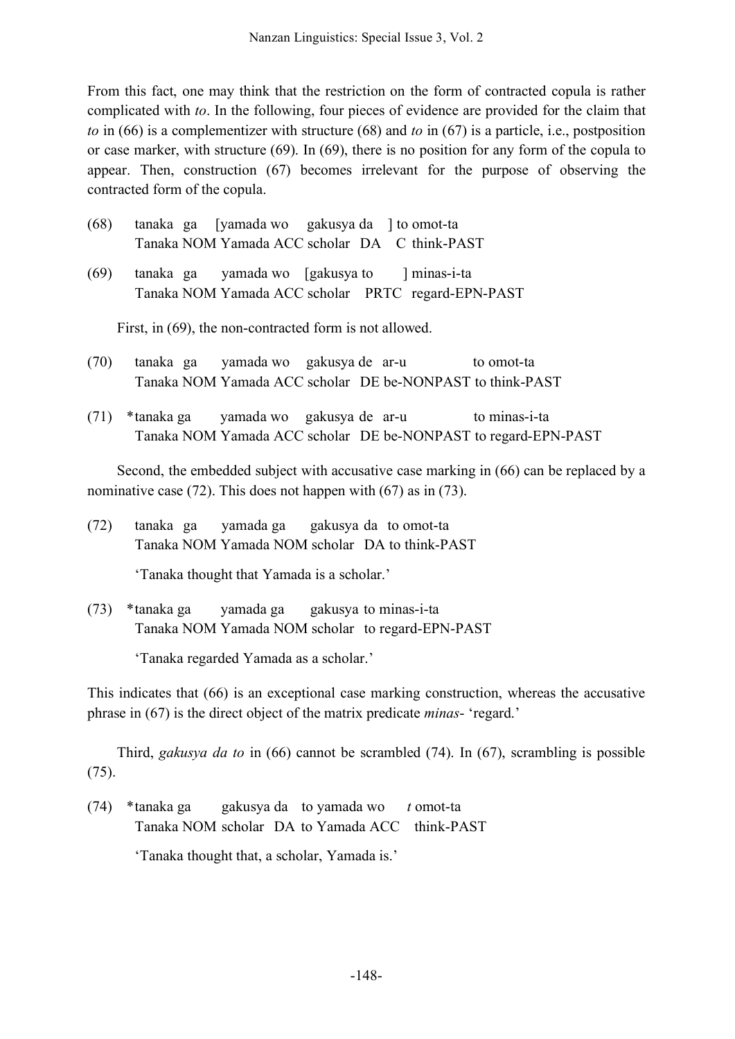From this fact, one may think that the restriction on the form of contracted copula is rather complicated with *to*. In the following, four pieces of evidence are provided for the claim that *to* in (66) is a complementizer with structure (68) and *to* in (67) is a particle, i.e., postposition or case marker, with structure (69). In (69), there is no position for any form of the copula to appear. Then, construction (67) becomes irrelevant for the purpose of observing the contracted form of the copula.

(68) tanaka ga [yamada wo gakusya da ] to omot-ta
Tanaka NOM Yamada ACC scholar DA C think-PAST

(69) tanaka ga yamada wo [gakusya to ] minas-i-ta
Tanaka NOM Yamada ACC scholar PRTC regard-EPN-PAST

First, in (69), the non-contracted form is not allowed.

(70) tanaka ga yamada wo gakusya de ar-u to omot-ta
Tanaka NOM Yamada ACC scholar DE be-NONPAST to think-PAST

(71) *tanaka ga yamada wo gakusya de ar-u to minas-i-ta
Tanaka NOM Yamada ACC scholar DE be-NONPAST to regard-EPN-PAST

Second, the embedded subject with accusative case marking in (66) can be replaced by a nominative case (72). This does not happen with (67) as in (73).

(72) tanaka ga yamada ga gakusya da to omot-ta
Tanaka NOM Yamada NOM scholar DA to think-PAST

'Tanaka thought that Yamada is a scholar.'

(73) *tanaka ga yamada ga gakusya to minas-i-ta
Tanaka NOM Yamada NOM scholar to regard-EPN-PAST

'Tanaka regarded Yamada as a scholar.'

This indicates that (66) is an exceptional case marking construction, whereas the accusative phrase in (67) is the direct object of the matrix predicate *minas*- 'regard.'

Third, *gakusya da to* in (66) cannot be scrambled (74). In (67), scrambling is possible (75).

(74) *tanaka ga gakusya da to yamada wo *t* omot-ta
Tanaka NOM scholar DA to Yamada ACC think-PAST

'Tanaka thought that, a scholar, Yamada is.'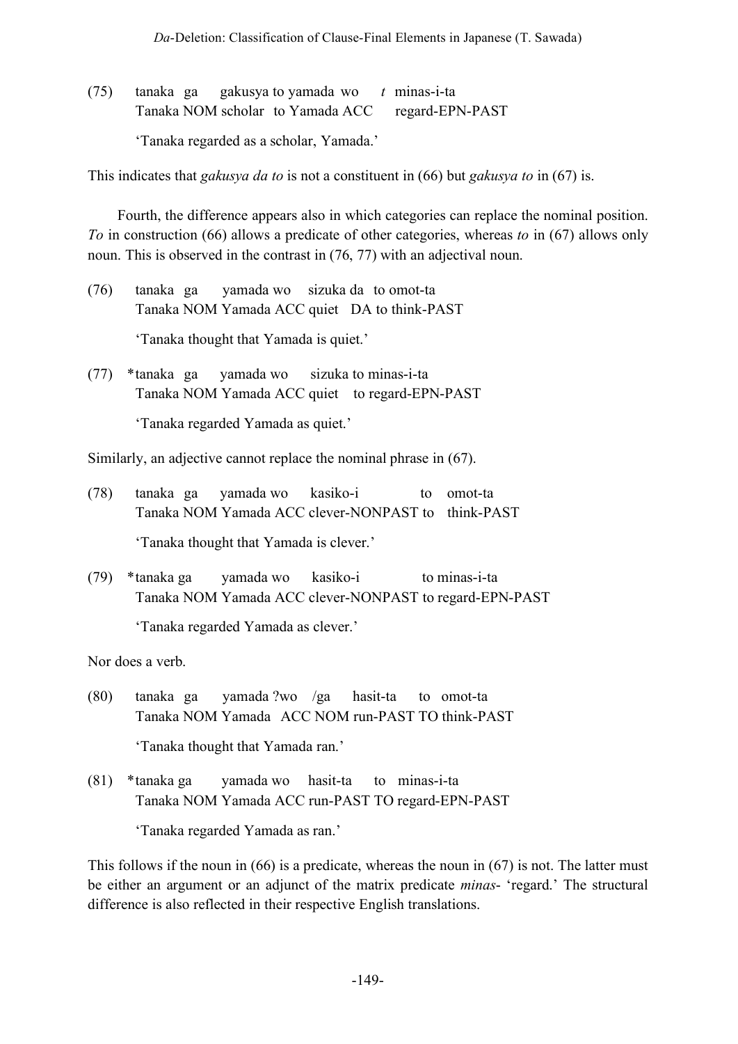(75) tanaka ga gakusya to yamada wo *t* minas-i-ta
Tanaka NOM scholar to Yamada ACC regard-EPN-PAST

'Tanaka regarded as a scholar, Yamada.'

This indicates that *gakusya da to* is not a constituent in (66) but *gakusya to* in (67) is.

Fourth, the difference appears also in which categories can replace the nominal position. *To* in construction (66) allows a predicate of other categories, whereas *to* in (67) allows only noun. This is observed in the contrast in (76, 77) with an adjectival noun.

(76) tanaka ga yamada wo sizuka da to omot-ta
Tanaka NOM Yamada ACC quiet DA to think-PAST

'Tanaka thought that Yamada is quiet.'

(77) *tanaka ga yamada wo sizuka to minas-i-ta
Tanaka NOM Yamada ACC quiet to regard-EPN-PAST

'Tanaka regarded Yamada as quiet.'

Similarly, an adjective cannot replace the nominal phrase in (67).

(78) tanaka ga yamada wo kasiko-i to omot-ta
Tanaka NOM Yamada ACC clever-NONPAST to think-PAST

'Tanaka thought that Yamada is clever.'

(79) *tanaka ga yamada wo kasiko-i to minas-i-ta
Tanaka NOM Yamada ACC clever-NONPAST to regard-EPN-PAST

'Tanaka regarded Yamada as clever.'

Nor does a verb.

(80) tanaka ga yamada ?wo /ga hasit-ta to omot-ta
Tanaka NOM Yamada ACC NOM run-PAST TO think-PAST

'Tanaka thought that Yamada ran.'

(81) *tanaka ga yamada wo hasit-ta to minas-i-ta
Tanaka NOM Yamada ACC run-PAST TO regard-EPN-PAST

'Tanaka regarded Yamada as ran.'

This follows if the noun in (66) is a predicate, whereas the noun in (67) is not. The latter must be either an argument or an adjunct of the matrix predicate *minas-* 'regard.' The structural difference is also reflected in their respective English translations.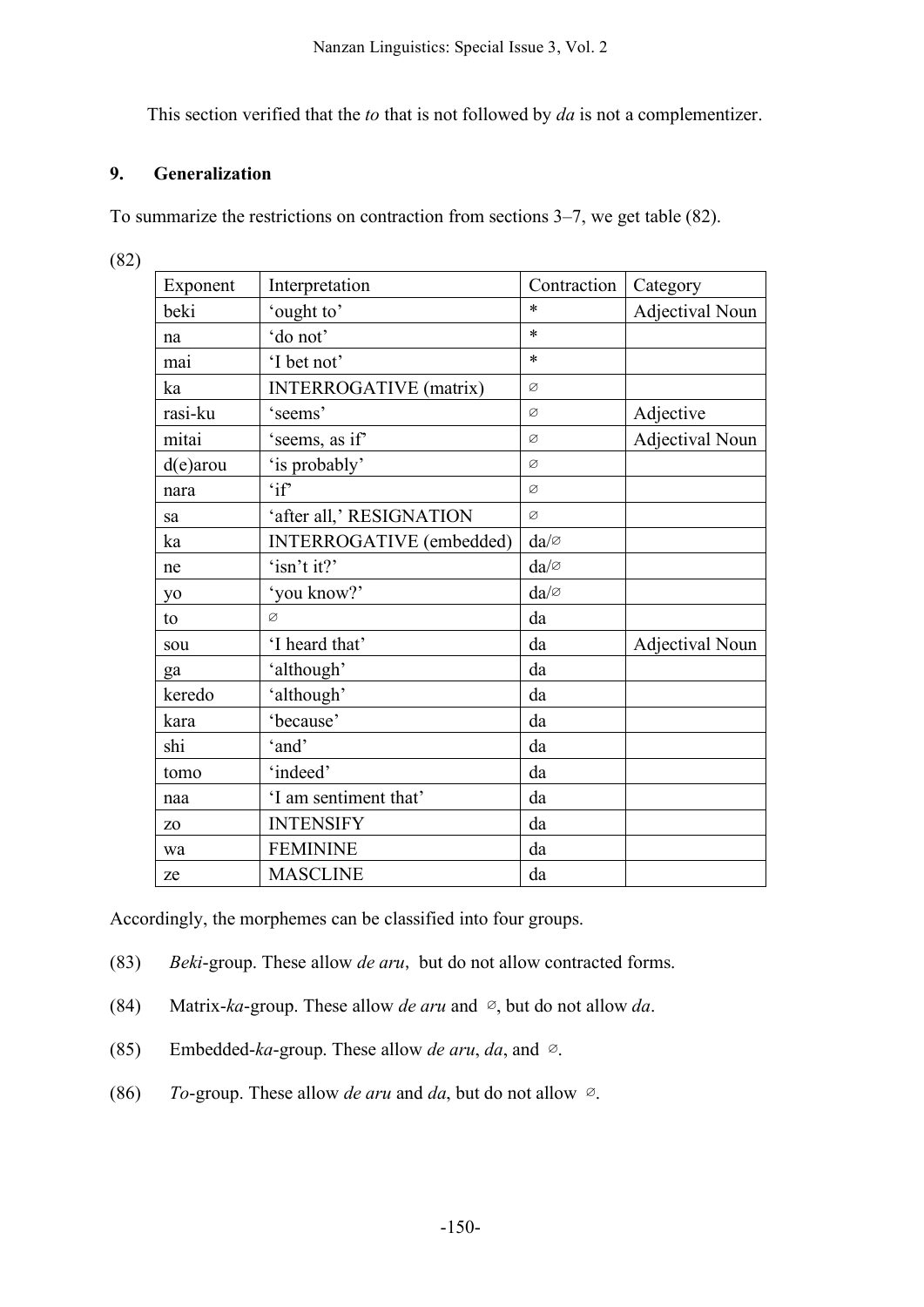This section verified that the *to* that is not followed by *da* is not a complementizer.

## 9. Generalization

To summarize the restrictions on contraction from sections 3–7, we get table (82).

(82)

| Exponent | Interpretation | Contraction | Category |
|---|---|---|---|
| beki | 'ought to' | * | Adjectival Noun |
| na | 'do not' | * | |
| mai | 'I bet not' | * | |
| ka | INTERROGATIVE (matrix) | ∅ | |
| rasi-ku | 'seems' | ∅ | Adjective |
| mitai | 'seems, as if' | ∅ | Adjectival Noun |
| d(e)arou | 'is probably' | ∅ | |
| nara | 'if' | ∅ | |
| sa | 'after all,' RESIGNATION | ∅ | |
| ka | INTERROGATIVE (embedded) | da/∅ | |
| ne | 'isn't it?' | da/∅ | |
| yo | 'you know?' | da/∅ | |
| to | ∅ | da | |
| sou | 'I heard that' | da | Adjectival Noun |
| ga | 'although' | da | |
| keredo | 'although' | da | |
| kara | 'because' | da | |
| shi | 'and' | da | |
| tomo | 'indeed' | da | |
| naa | 'I am sentiment that' | da | |
| zo | INTENSIFY | da | |
| wa | FEMININE | da | |
| ze | MASCLINE | da | |

Accordingly, the morphemes can be classified into four groups.

(83) *Beki*-group. These allow *de aru*, but do not allow contracted forms.

(84) Matrix-*ka*-group. These allow *de aru* and ∅, but do not allow *da*.

(85) Embedded-*ka*-group. These allow *de aru*, *da*, and ∅.

(86) *To*-group. These allow *de aru* and *da*, but do not allow ∅.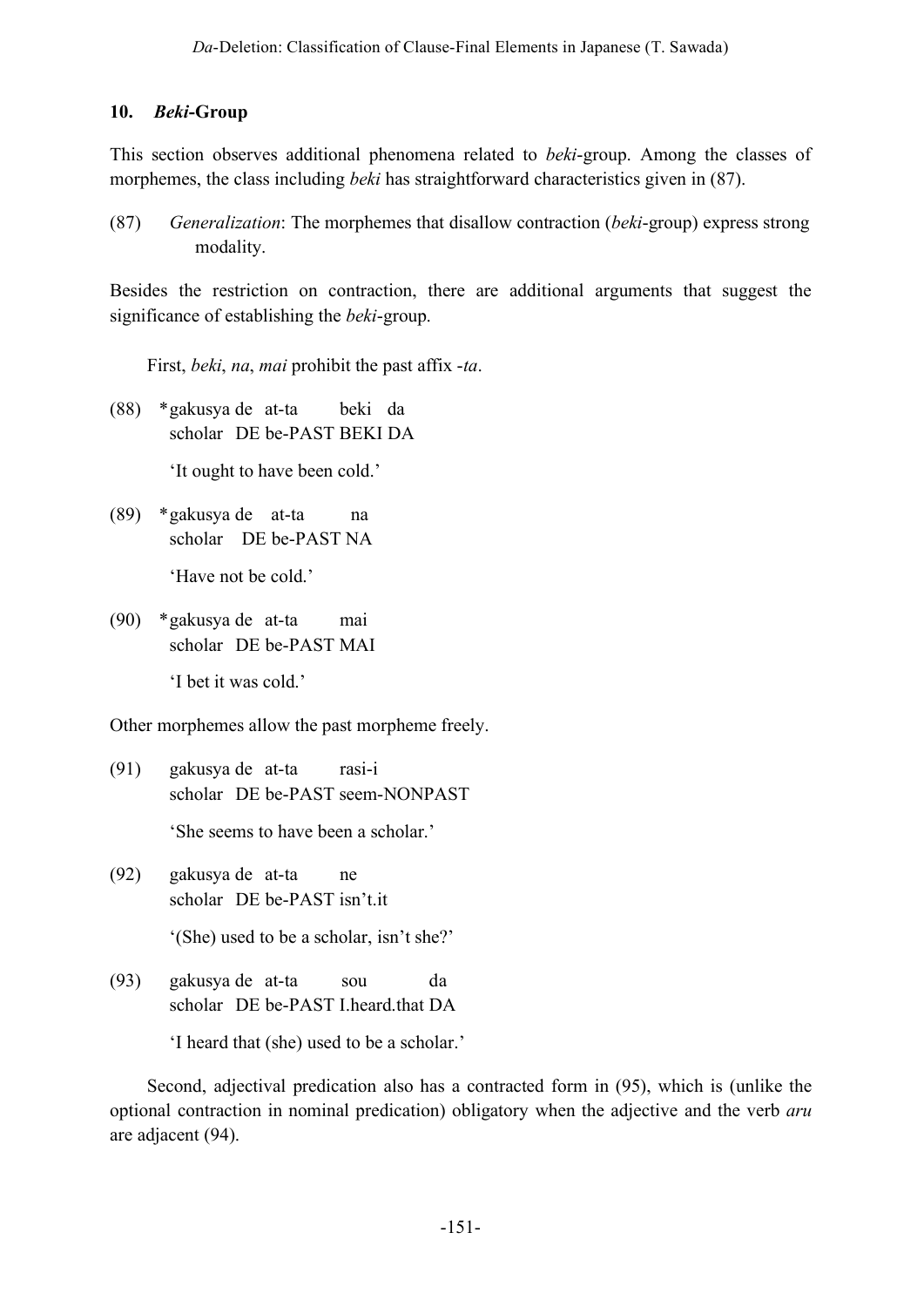## 10. *Beki*-Group

This section observes additional phenomena related to *beki*-group. Among the classes of morphemes, the class including *beki* has straightforward characteristics given in (87).

(87) *Generalization*: The morphemes that disallow contraction (*beki*-group) express strong modality.

Besides the restriction on contraction, there are additional arguments that suggest the significance of establishing the *beki*-group.

First, *beki*, *na*, *mai* prohibit the past affix -*ta*.

(88) *gakusya de at-ta beki da
scholar DE be-PAST BEKI DA

'It ought to have been cold.'

(89) *gakusya de at-ta na
scholar DE be-PAST NA

'Have not be cold.'

(90) *gakusya de at-ta mai
scholar DE be-PAST MAI

'I bet it was cold.'

Other morphemes allow the past morpheme freely.

(91) gakusya de at-ta rasi-i
scholar DE be-PAST seem-NONPAST

'She seems to have been a scholar.'

(92) gakusya de at-ta ne
scholar DE be-PAST isn't.it

'(She) used to be a scholar, isn't she?'

(93) gakusya de at-ta sou da
scholar DE be-PAST I.heard.that DA

'I heard that (she) used to be a scholar.'

Second, adjectival predication also has a contracted form in (95), which is (unlike the optional contraction in nominal predication) obligatory when the adjective and the verb *aru* are adjacent (94).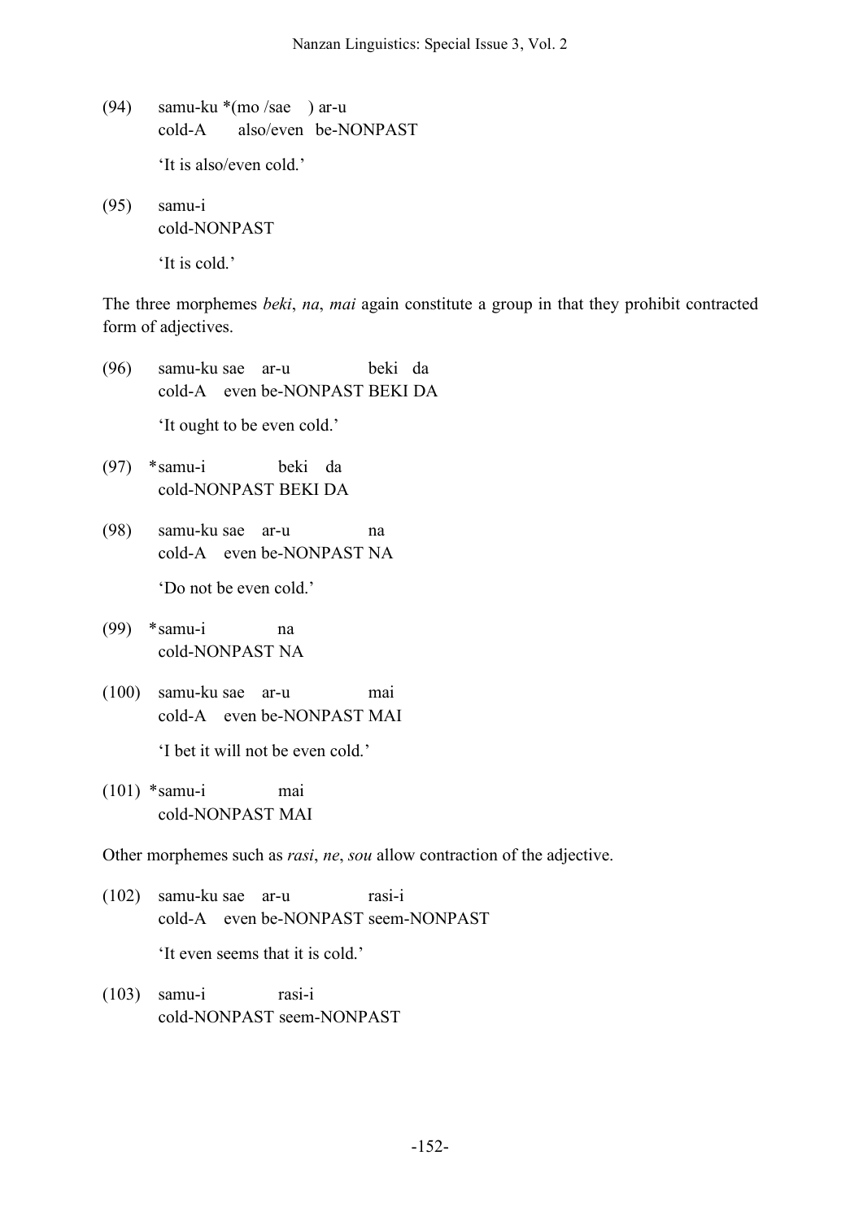(94) samu-ku *(mo /sae ) ar-u
cold-A also/even be-NONPAST

'It is also/even cold.'

(95) samu-i
cold-NONPAST

'It is cold.'

The three morphemes *beki*, *na*, *mai* again constitute a group in that they prohibit contracted form of adjectives.

(96) samu-ku sae ar-u beki da
cold-A even be-NONPAST BEKI DA

'It ought to be even cold.'

(97) *samu-i beki da
cold-NONPAST BEKI DA

(98) samu-ku sae ar-u na
cold-A even be-NONPAST NA

'Do not be even cold.'

(99) *samu-i na
cold-NONPAST NA

(100) samu-ku sae ar-u mai
cold-A even be-NONPAST MAI

'I bet it will not be even cold.'

(101) *samu-i mai
cold-NONPAST MAI

Other morphemes such as *rasi*, *ne*, *sou* allow contraction of the adjective.

(102) samu-ku sae ar-u rasi-i
cold-A even be-NONPAST seem-NONPAST

'It even seems that it is cold.'

(103) samu-i rasi-i
cold-NONPAST seem-NONPAST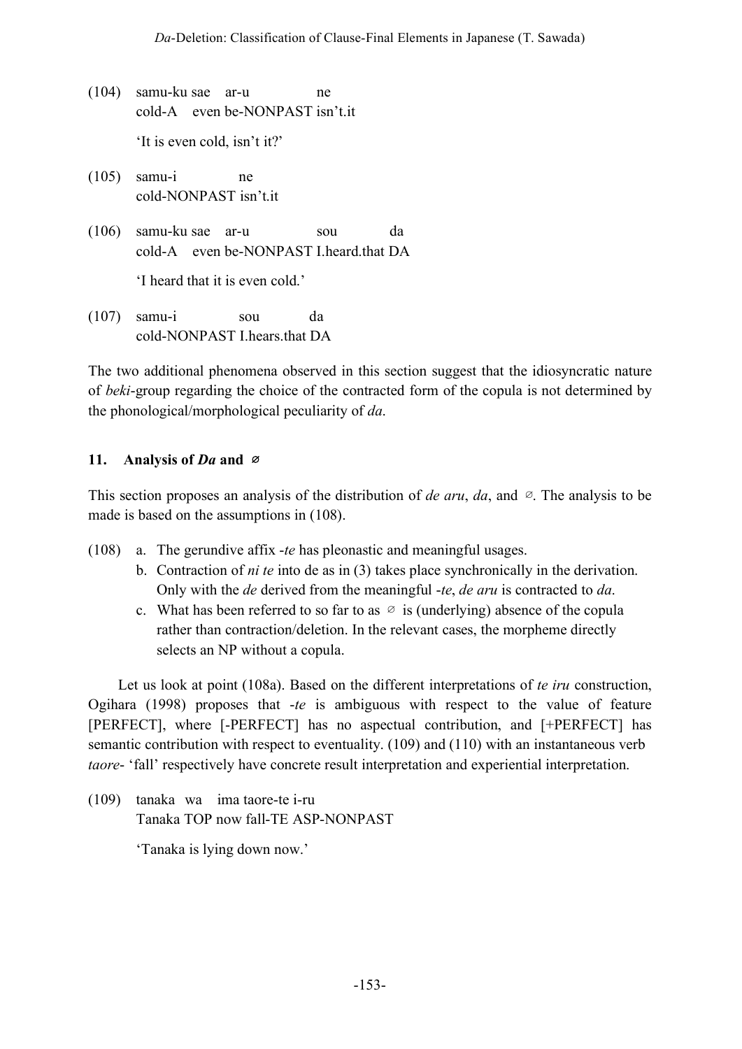(104) samu-ku sae ar-u ne
cold-A even be-NONPAST isn't.it

'It is even cold, isn't it?'

(105) samu-i ne
cold-NONPAST isn't.it

(106) samu-ku sae ar-u sou da
cold-A even be-NONPAST I.heard.that DA

'I heard that it is even cold.'

(107) samu-i sou da
cold-NONPAST I.hears.that DA

The two additional phenomena observed in this section suggest that the idiosyncratic nature of *beki*-group regarding the choice of the contracted form of the copula is not determined by the phonological/morphological peculiarity of *da*.

## 11. Analysis of *Da* and ∅

This section proposes an analysis of the distribution of *de aru*, *da*, and ∅. The analysis to be made is based on the assumptions in (108).

(108) a. The gerundive affix -*te* has pleonastic and meaningful usages.
b. Contraction of *ni te* into de as in (3) takes place synchronically in the derivation. Only with the *de* derived from the meaningful -*te*, *de aru* is contracted to *da*.
c. What has been referred to so far to as ∅ is (underlying) absence of the copula rather than contraction/deletion. In the relevant cases, the morpheme directly selects an NP without a copula.

Let us look at point (108a). Based on the different interpretations of *te iru* construction, Ogihara (1998) proposes that -*te* is ambiguous with respect to the value of feature [PERFECT], where [-PERFECT] has no aspectual contribution, and [+PERFECT] has semantic contribution with respect to eventuality. (109) and (110) with an instantaneous verb *taore*- 'fall' respectively have concrete result interpretation and experiential interpretation.

(109) tanaka wa ima taore-te i-ru
Tanaka TOP now fall-TE ASP-NONPAST

'Tanaka is lying down now.'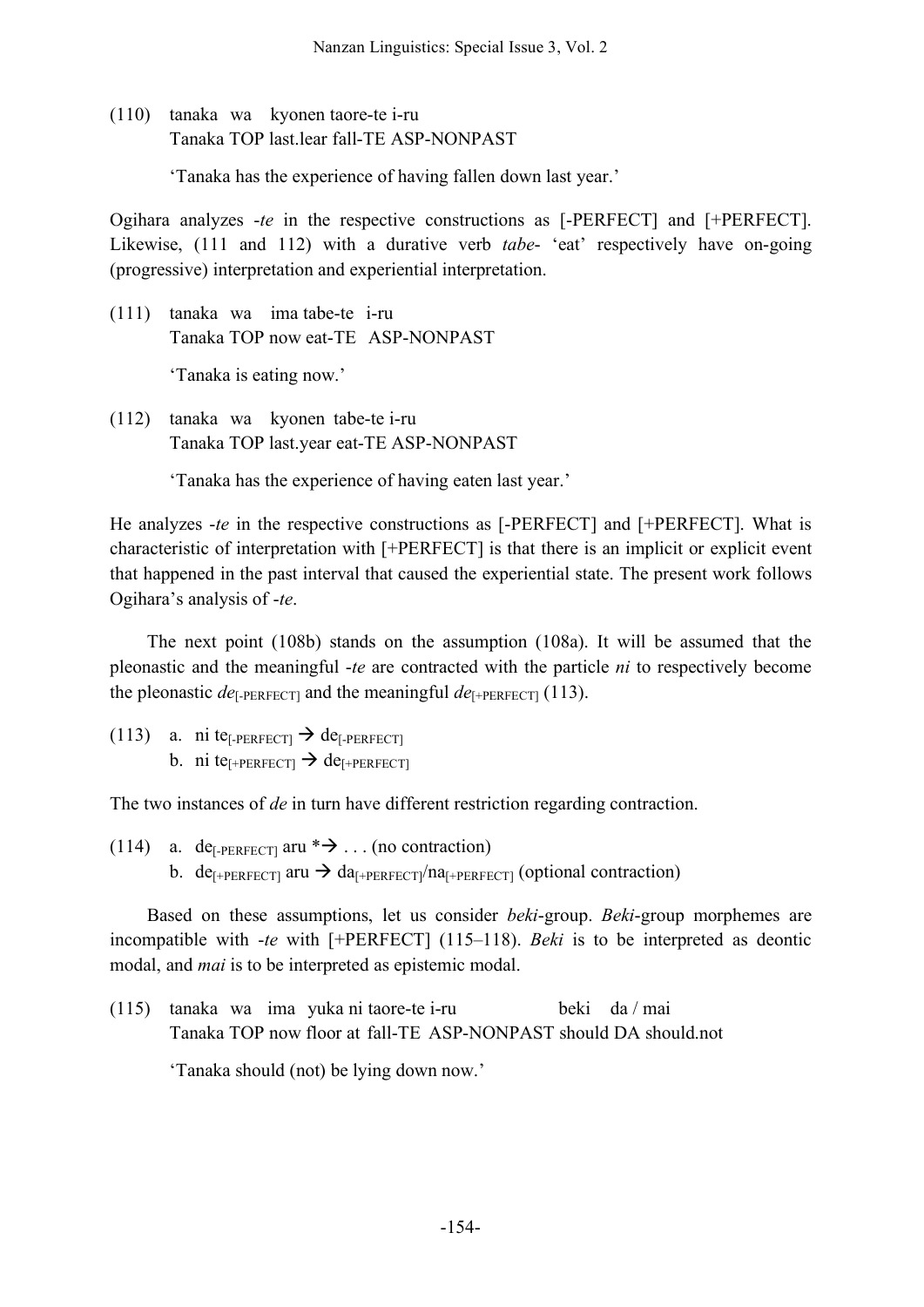(110) tanaka wa kyonen taore-te i-ru
Tanaka TOP last.lear fall-TE ASP-NONPAST

'Tanaka has the experience of having fallen down last year.'

Ogihara analyzes *-te* in the respective constructions as [-PERFECT] and [+PERFECT]. Likewise, (111 and 112) with a durative verb *tabe-* 'eat' respectively have on-going (progressive) interpretation and experiential interpretation.

(111) tanaka wa ima tabe-te i-ru
Tanaka TOP now eat-TE ASP-NONPAST

'Tanaka is eating now.'

(112) tanaka wa kyonen tabe-te i-ru
Tanaka TOP last.year eat-TE ASP-NONPAST

'Tanaka has the experience of having eaten last year.'

He analyzes *-te* in the respective constructions as [-PERFECT] and [+PERFECT]. What is characteristic of interpretation with [+PERFECT] is that there is an implicit or explicit event that happened in the past interval that caused the experiential state. The present work follows Ogihara's analysis of *-te*.

The next point (108b) stands on the assumption (108a). It will be assumed that the pleonastic and the meaningful *-te* are contracted with the particle *ni* to respectively become the pleonastic $de_{[\text{-PERFECT}]}$ and the meaningful $de_{[\text{+PERFECT}]}$ (113).

(113) a. ni $te_{[\text{-PERFECT}]} \rightarrow de_{[\text{-PERFECT}]}$
b. ni $te_{[\text{+PERFECT}]} \rightarrow de_{[\text{+PERFECT}]}$

The two instances of *de* in turn have different restriction regarding contraction.

(114) a. $de_{[\text{-PERFECT}]}$ aru $* \rightarrow$ . . . (no contraction)
b. $de_{[\text{+PERFECT}]}$ aru $\rightarrow da_{[\text{+PERFECT}]}/na_{[\text{+PERFECT}]}$ (optional contraction)

Based on these assumptions, let us consider *beki*-group. *Beki*-group morphemes are incompatible with *-te* with [+PERFECT] (115–118). *Beki* is to be interpreted as deontic modal, and *mai* is to be interpreted as epistemic modal.

(115) tanaka wa ima yuka ni taore-te i-ru beki da / mai
Tanaka TOP now floor at fall-TE ASP-NONPAST should DA should.not

'Tanaka should (not) be lying down now.'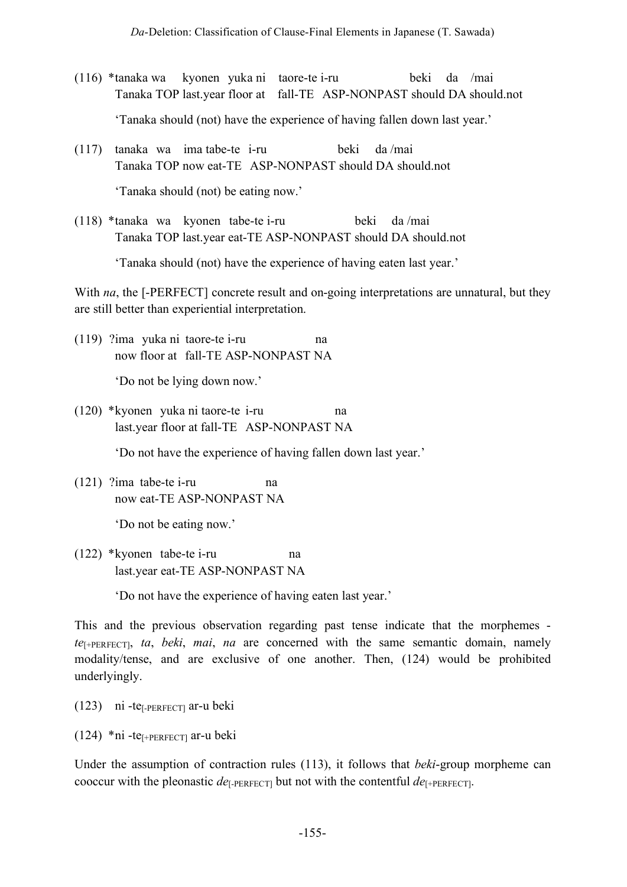(116) *tanaka wa kyonen yuka ni taore-te i-ru beki da /mai
Tanaka TOP last.year floor at fall-TE ASP-NONPAST should DA should.not

'Tanaka should (not) have the experience of having fallen down last year.'

(117) tanaka wa ima tabe-te i-ru beki da /mai
Tanaka TOP now eat-TE ASP-NONPAST should DA should.not

'Tanaka should (not) be eating now.'

(118) *tanaka wa kyonen tabe-te i-ru beki da /mai
Tanaka TOP last.year eat-TE ASP-NONPAST should DA should.not

'Tanaka should (not) have the experience of having eaten last year.'

With *na*, the [-PERFECT] concrete result and on-going interpretations are unnatural, but they are still better than experiential interpretation.

(119) ?ima yuka ni taore-te i-ru na
now floor at fall-TE ASP-NONPAST NA

'Do not be lying down now.'

(120) *kyonen yuka ni taore-te i-ru na
last.year floor at fall-TE ASP-NONPAST NA

'Do not have the experience of having fallen down last year.'

(121) ?ima tabe-te i-ru na
now eat-TE ASP-NONPAST NA

'Do not be eating now.'

(122) *kyonen tabe-te i-ru na
last.year eat-TE ASP-NONPAST NA

'Do not have the experience of having eaten last year.'

This and the previous observation regarding past tense indicate that the morphemes -*te*$_{\text{[+PERFECT]}}$, *ta*, *beki*, *mai*, *na* are concerned with the same semantic domain, namely modality/tense, and are exclusive of one another. Then, (124) would be prohibited underlyingly.

(123) ni -te$_{\text{[-PERFECT]}}$ ar-u beki

(124) *ni -te$_{\text{[+PERFECT]}}$ ar-u beki

Under the assumption of contraction rules (113), it follows that *beki*-group morpheme can cooccur with the pleonastic *de*$_{\text{[-PERFECT]}}$ but not with the contentful *de*$_{\text{[+PERFECT]}}$.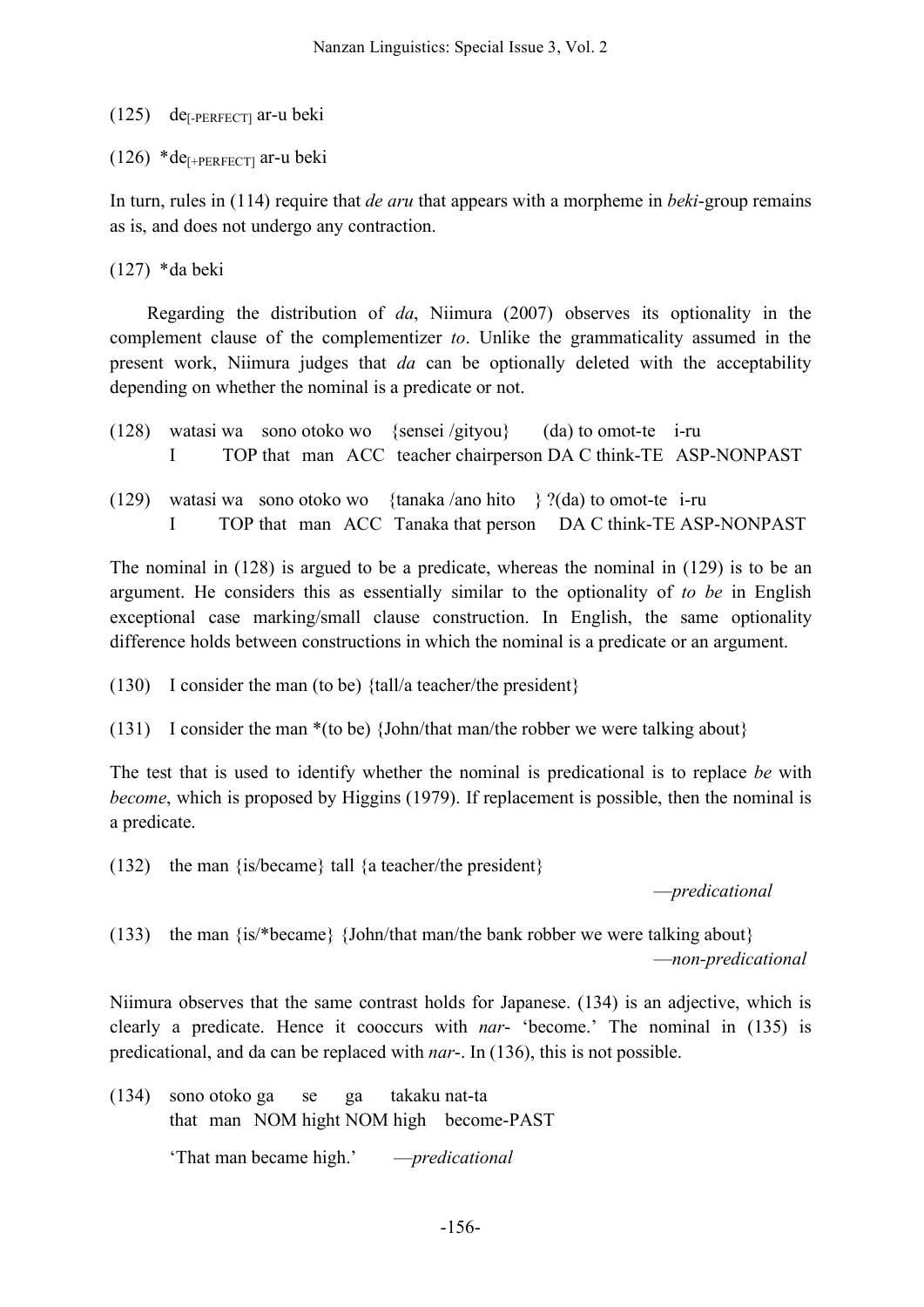(125) de$_{[\text{-PERFECT}]}$ ar-u beki

(126) *de$_{[\text{+PERFECT}]}$ ar-u beki

In turn, rules in (114) require that *de aru* that appears with a morpheme in *beki*-group remains as is, and does not undergo any contraction.

(127) *da beki

Regarding the distribution of *da*, Niimura (2007) observes its optionality in the complement clause of the complementizer *to*. Unlike the grammaticality assumed in the present work, Niimura judges that *da* can be optionally deleted with the acceptability depending on whether the nominal is a predicate or not.

(128) watasi wa sono otoko wo {sensei /gityou} (da) to omot-te i-ru
I TOP that man ACC teacher chairperson DA C think-TE ASP-NONPAST

(129) watasi wa sono otoko wo {tanaka /ano hito } ?(da) to omot-te i-ru
I TOP that man ACC Tanaka that person DA C think-TE ASP-NONPAST

The nominal in (128) is argued to be a predicate, whereas the nominal in (129) is to be an argument. He considers this as essentially similar to the optionality of *to be* in English exceptional case marking/small clause construction. In English, the same optionality difference holds between constructions in which the nominal is a predicate or an argument.

(130) I consider the man (to be) {tall/a teacher/the president}

(131) I consider the man *(to be) {John/that man/the robber we were talking about}

The test that is used to identify whether the nominal is predicational is to replace *be* with *become*, which is proposed by Higgins (1979). If replacement is possible, then the nominal is a predicate.

(132) the man {is/became} tall {a teacher/the president}
—*predicational*

(133) the man {is/*became} {John/that man/the bank robber we were talking about}
—*non-predicational*

Niimura observes that the same contrast holds for Japanese. (134) is an adjective, which is clearly a predicate. Hence it cooccurs with *nar*- 'become.' The nominal in (135) is predicational, and da can be replaced with *nar*-. In (136), this is not possible.

(134) sono otoko ga se ga takaku nat-ta
that man NOM hight NOM high become-PAST

'That man became high.' —*predicational*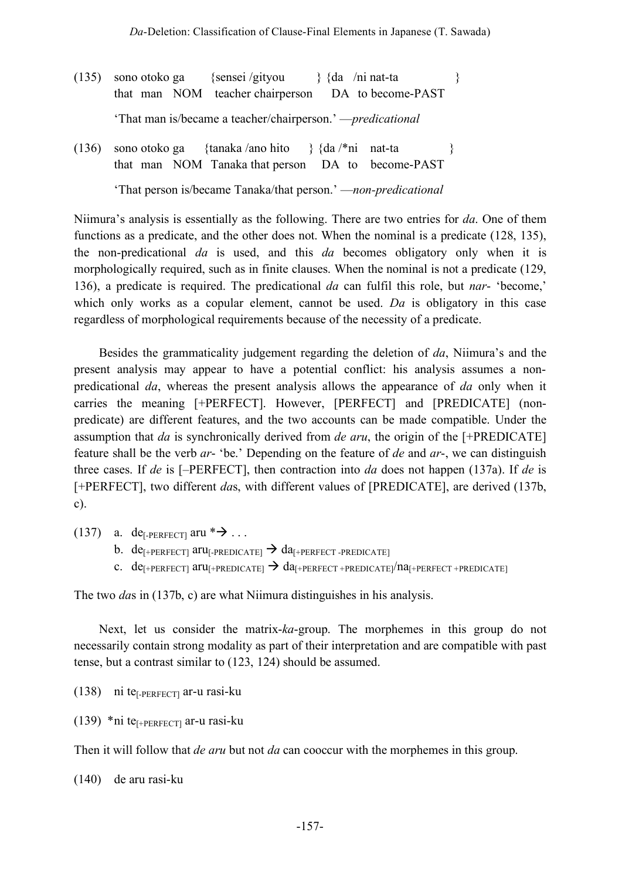(135) sono otoko ga {sensei /gityou } {da /ni nat-ta }
that man NOM teacher chairperson DA to become-PAST

'That man is/became a teacher/chairperson.' —*predicational*

(136) sono otoko ga {tanaka /ano hito } {da /*ni nat-ta }
that man NOM Tanaka that person DA to become-PAST

'That person is/became Tanaka/that person.' —*non-predicational*

Niimura's analysis is essentially as the following. There are two entries for *da*. One of them functions as a predicate, and the other does not. When the nominal is a predicate (128, 135), the non-predicational *da* is used, and this *da* becomes obligatory only when it is morphologically required, such as in finite clauses. When the nominal is not a predicate (129, 136), a predicate is required. The predicational *da* can fulfil this role, but *nar*- 'become,' which only works as a copular element, cannot be used. *Da* is obligatory in this case regardless of morphological requirements because of the necessity of a predicate.

Besides the grammaticality judgement regarding the deletion of *da*, Niimura's and the present analysis may appear to have a potential conflict: his analysis assumes a non-predicational *da*, whereas the present analysis allows the appearance of *da* only when it carries the meaning [+PERFECT]. However, [PERFECT] and [PREDICATE] (non-predicate) are different features, and the two accounts can be made compatible. Under the assumption that *da* is synchronically derived from *de aru*, the origin of the [+PREDICATE] feature shall be the verb *ar*- 'be.' Depending on the feature of *de* and *ar*-, we can distinguish three cases. If *de* is [–PERFECT], then contraction into *da* does not happen (137a). If *de* is [+PERFECT], two different *da*s, with different values of [PREDICATE], are derived (137b, c).

(137) a. $\text{de}_{[\text{-PERFECT}]}$ aru *→ . . .
b. $\text{de}_{[\text{+PERFECT}]}\ \text{aru}_{[\text{-PREDICATE}]} \rightarrow \text{da}_{[\text{+PERFECT -PREDICATE}]}$
c. $\text{de}_{[\text{+PERFECT}]}\ \text{aru}_{[\text{+PREDICATE}]} \rightarrow \text{da}_{[\text{+PERFECT +PREDICATE}]}/\text{na}_{[\text{+PERFECT +PREDICATE}]}$

The two *da*s in (137b, c) are what Niimura distinguishes in his analysis.

Next, let us consider the matrix-*ka*-group. The morphemes in this group do not necessarily contain strong modality as part of their interpretation and are compatible with past tense, but a contrast similar to (123, 124) should be assumed.

(138) ni $\text{te}_{[\text{-PERFECT}]}$ ar-u rasi-ku

(139) *ni $\text{te}_{[\text{+PERFECT}]}$ ar-u rasi-ku

Then it will follow that *de aru* but not *da* can cooccur with the morphemes in this group.

(140) de aru rasi-ku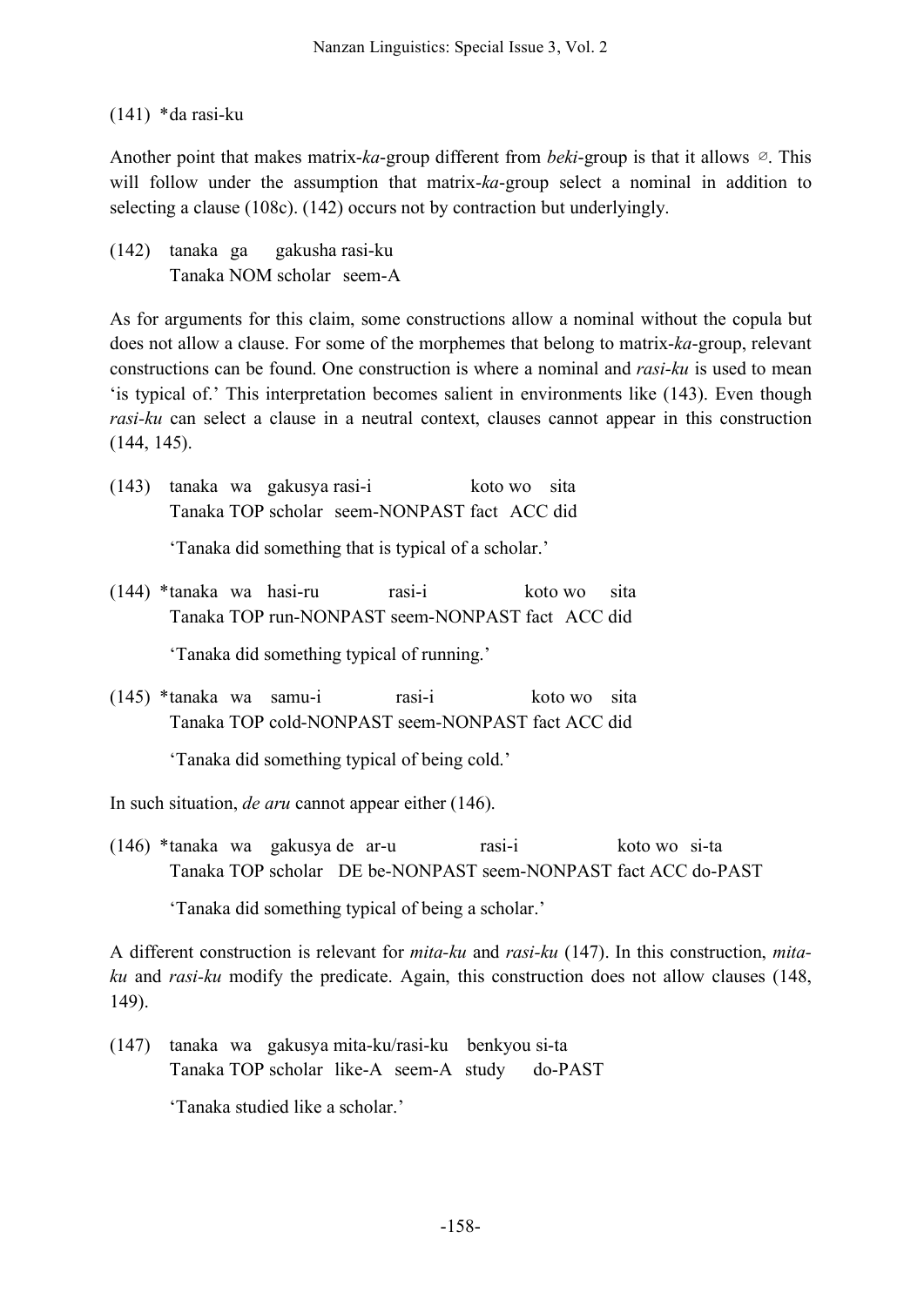(141) *da rasi-ku

Another point that makes matrix-*ka*-group different from *beki*-group is that it allows ∅. This will follow under the assumption that matrix-*ka*-group select a nominal in addition to selecting a clause (108c). (142) occurs not by contraction but underlyingly.

(142) tanaka ga gakusha rasi-ku
Tanaka NOM scholar seem-A

As for arguments for this claim, some constructions allow a nominal without the copula but does not allow a clause. For some of the morphemes that belong to matrix-*ka*-group, relevant constructions can be found. One construction is where a nominal and *rasi-ku* is used to mean 'is typical of.' This interpretation becomes salient in environments like (143). Even though *rasi-ku* can select a clause in a neutral context, clauses cannot appear in this construction (144, 145).

(143) tanaka wa gakusya rasi-i koto wo sita
Tanaka TOP scholar seem-NONPAST fact ACC did

'Tanaka did something that is typical of a scholar.'

(144) *tanaka wa hasi-ru rasi-i koto wo sita
Tanaka TOP run-NONPAST seem-NONPAST fact ACC did

'Tanaka did something typical of running.'

(145) *tanaka wa samu-i rasi-i koto wo sita
Tanaka TOP cold-NONPAST seem-NONPAST fact ACC did

'Tanaka did something typical of being cold.'

In such situation, *de aru* cannot appear either (146).

(146) *tanaka wa gakusya de ar-u rasi-i koto wo si-ta
Tanaka TOP scholar DE be-NONPAST seem-NONPAST fact ACC do-PAST

'Tanaka did something typical of being a scholar.'

A different construction is relevant for *mita-ku* and *rasi-ku* (147). In this construction, *mita-ku* and *rasi-ku* modify the predicate. Again, this construction does not allow clauses (148, 149).

(147) tanaka wa gakusya mita-ku/rasi-ku benkyou si-ta
Tanaka TOP scholar like-A seem-A study do-PAST

'Tanaka studied like a scholar.'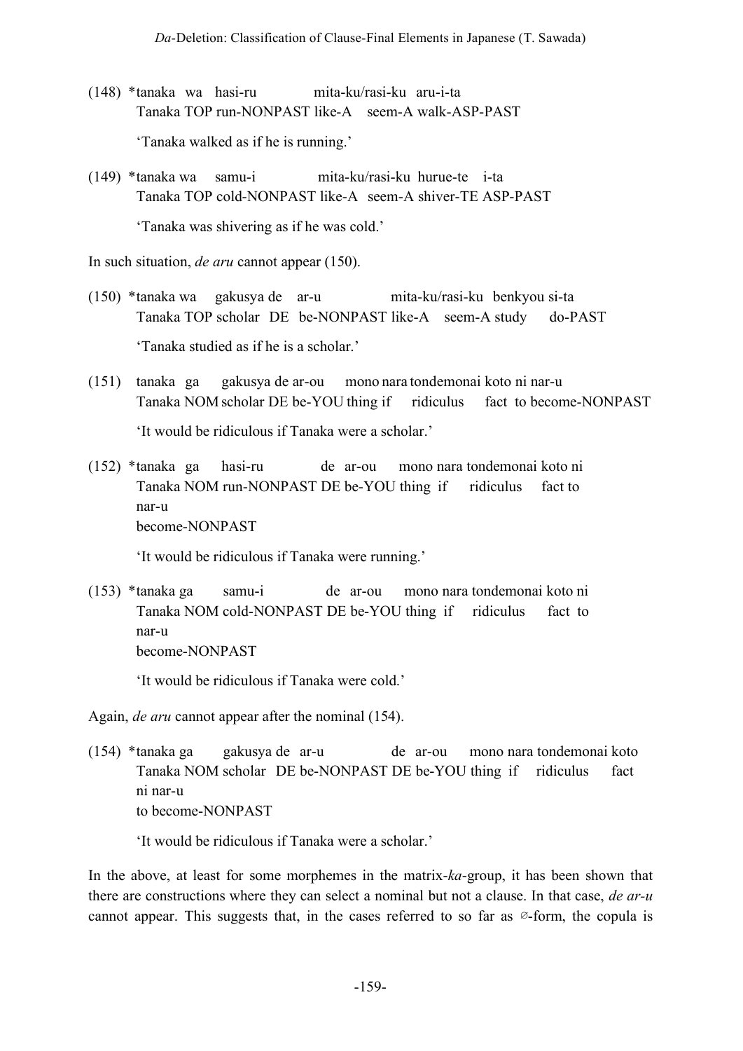(148) \*tanaka wa hasi-ru mita-ku/rasi-ku aru-i-ta
      Tanaka TOP run-NONPAST like-A seem-A walk-ASP-PAST

      'Tanaka walked as if he is running.'

(149) \*tanaka wa samu-i mita-ku/rasi-ku hurue-te i-ta
      Tanaka TOP cold-NONPAST like-A seem-A shiver-TE ASP-PAST

      'Tanaka was shivering as if he was cold.'

In such situation, *de aru* cannot appear (150).

(150) \*tanaka wa gakusya de ar-u mita-ku/rasi-ku benkyou si-ta
      Tanaka TOP scholar DE be-NONPAST like-A seem-A study do-PAST

      'Tanaka studied as if he is a scholar.'

(151) tanaka ga gakusya de ar-ou mono nara tondemonai koto ni nar-u
      Tanaka NOM scholar DE be-YOU thing if ridiculus fact to become-NONPAST

      'It would be ridiculous if Tanaka were a scholar.'

(152) \*tanaka ga hasi-ru de ar-ou mono nara tondemonai koto ni nar-u
      Tanaka NOM run-NONPAST DE be-YOU thing if ridiculus fact to become-NONPAST

      'It would be ridiculous if Tanaka were running.'

(153) \*tanaka ga samu-i de ar-ou mono nara tondemonai koto ni nar-u
      Tanaka NOM cold-NONPAST DE be-YOU thing if ridiculus fact to become-NONPAST

      'It would be ridiculous if Tanaka were cold.'

Again, *de aru* cannot appear after the nominal (154).

(154) \*tanaka ga gakusya de ar-u de ar-ou mono nara tondemonai koto ni nar-u
      Tanaka NOM scholar DE be-NONPAST DE be-YOU thing if ridiculus fact to become-NONPAST

      'It would be ridiculous if Tanaka were a scholar.'

In the above, at least for some morphemes in the matrix-*ka*-group, it has been shown that there are constructions where they can select a nominal but not a clause. In that case, *de ar-u* cannot appear. This suggests that, in the cases referred to so far as ∅-form, the copula is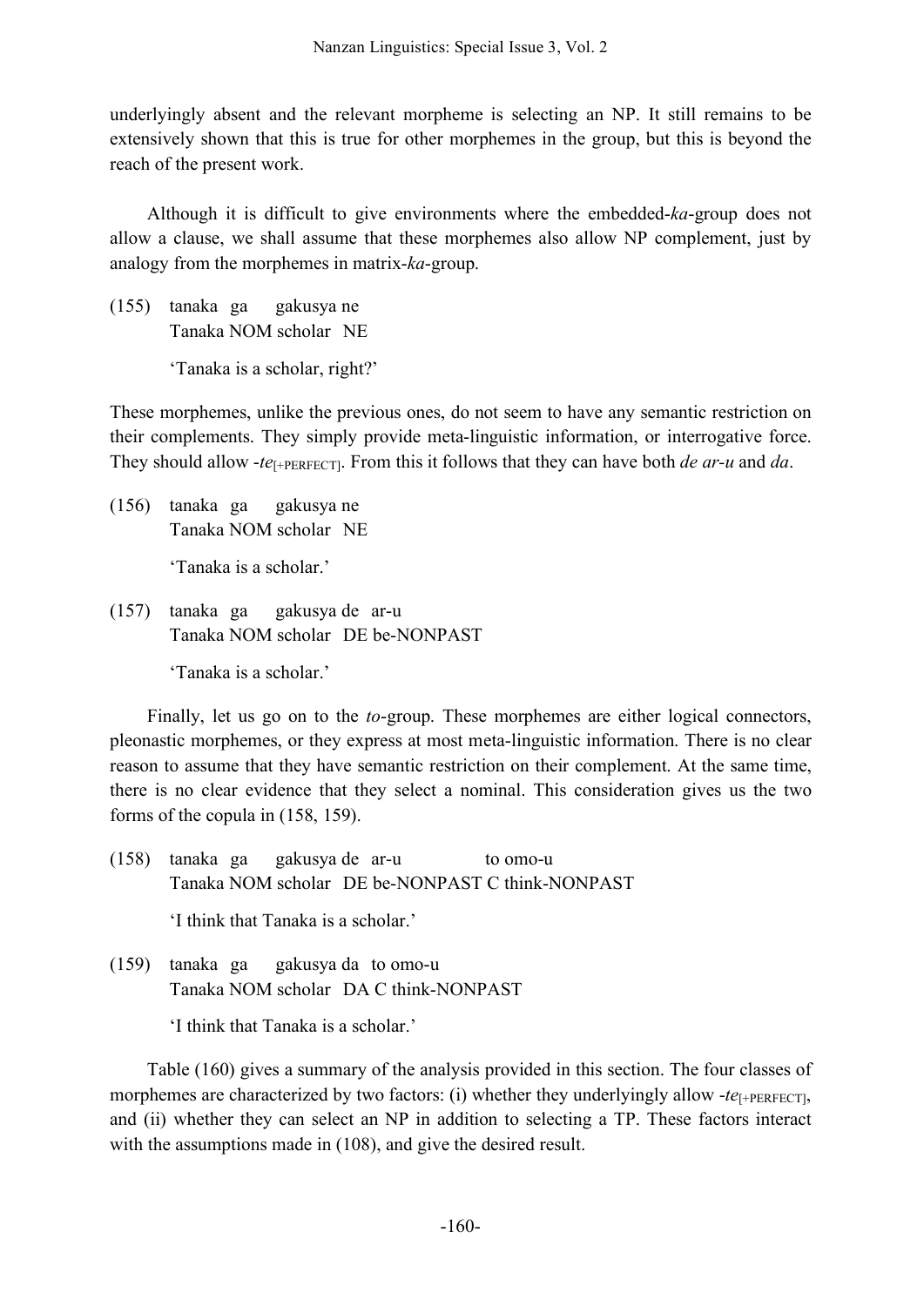underlyingly absent and the relevant morpheme is selecting an NP. It still remains to be extensively shown that this is true for other morphemes in the group, but this is beyond the reach of the present work.

Although it is difficult to give environments where the embedded-*ka*-group does not allow a clause, we shall assume that these morphemes also allow NP complement, just by analogy from the morphemes in matrix-*ka*-group.

(155) tanaka ga gakusya ne
Tanaka NOM scholar NE

'Tanaka is a scholar, right?'

These morphemes, unlike the previous ones, do not seem to have any semantic restriction on their complements. They simply provide meta-linguistic information, or interrogative force. They should allow -*te*$_{[+\text{PERFECT}]}$. From this it follows that they can have both *de ar-u* and *da*.

(156) tanaka ga gakusya ne
Tanaka NOM scholar NE

'Tanaka is a scholar.'

(157) tanaka ga gakusya de ar-u
Tanaka NOM scholar DE be-NONPAST

'Tanaka is a scholar.'

Finally, let us go on to the *to*-group. These morphemes are either logical connectors, pleonastic morphemes, or they express at most meta-linguistic information. There is no clear reason to assume that they have semantic restriction on their complement. At the same time, there is no clear evidence that they select a nominal. This consideration gives us the two forms of the copula in (158, 159).

(158) tanaka ga gakusya de ar-u to omo-u
Tanaka NOM scholar DE be-NONPAST C think-NONPAST

'I think that Tanaka is a scholar.'

(159) tanaka ga gakusya da to omo-u
Tanaka NOM scholar DA C think-NONPAST

'I think that Tanaka is a scholar.'

Table (160) gives a summary of the analysis provided in this section. The four classes of morphemes are characterized by two factors: (i) whether they underlyingly allow -*te*$_{[+\text{PERFECT}]}$, and (ii) whether they can select an NP in addition to selecting a TP. These factors interact with the assumptions made in (108), and give the desired result.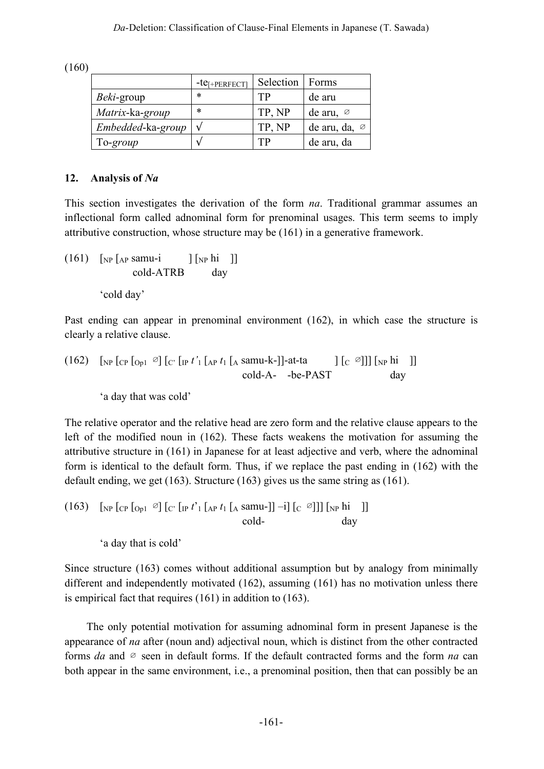(160)

| | -te$_{[+PERFECT]}$ | Selection | Forms |
|---|---|---|---|
| *Beki*-group | * | TP | de aru |
| *Matrix*-ka-*group* | * | TP, NP | de aru, ∅ |
| *Embedded*-ka-*group* | √ | TP, NP | de aru, da, ∅ |
| To-*group* | √ | TP | de aru, da |

## 12. Analysis of *Na*

This section investigates the derivation of the form *na*. Traditional grammar assumes an inflectional form called adnominal form for prenominal usages. This term seems to imply attributive construction, whose structure may be (161) in a generative framework.

(161) [$_{NP}$ [$_{AP}$ samu-i ] [$_{NP}$ hi ]]
cold-ATRB day

'cold day'

Past ending can appear in prenominal environment (162), in which case the structure is clearly a relative clause.

(162) [$_{NP}$ [$_{CP}$ [$_{Op1}$ ∅] [$_{C'}$ [$_{IP}$ $t'_1$ [$_{AP}$ $t_1$ [$_A$ samu-k-]]-at-ta ] [$_C$ ∅]]] [$_{NP}$ hi ]]
cold-A- -be-PAST day

'a day that was cold'

The relative operator and the relative head are zero form and the relative clause appears to the left of the modified noun in (162). These facts weakens the motivation for assuming the attributive structure in (161) in Japanese for at least adjective and verb, where the adnominal form is identical to the default form. Thus, if we replace the past ending in (162) with the default ending, we get (163). Structure (163) gives us the same string as (161).

(163) [$_{NP}$ [$_{CP}$ [$_{Op1}$ ∅] [$_{C'}$ [$_{IP}$ $t'_1$ [$_{AP}$ $t_1$ [$_A$ samu-]] –i] [$_C$ ∅]]] [$_{NP}$ hi ]]
cold- day

'a day that is cold'

Since structure (163) comes without additional assumption but by analogy from minimally different and independently motivated (162), assuming (161) has no motivation unless there is empirical fact that requires (161) in addition to (163).

The only potential motivation for assuming adnominal form in present Japanese is the appearance of *na* after (noun and) adjectival noun, which is distinct from the other contracted forms *da* and ∅ seen in default forms. If the default contracted forms and the form *na* can both appear in the same environment, i.e., a prenominal position, then that can possibly be an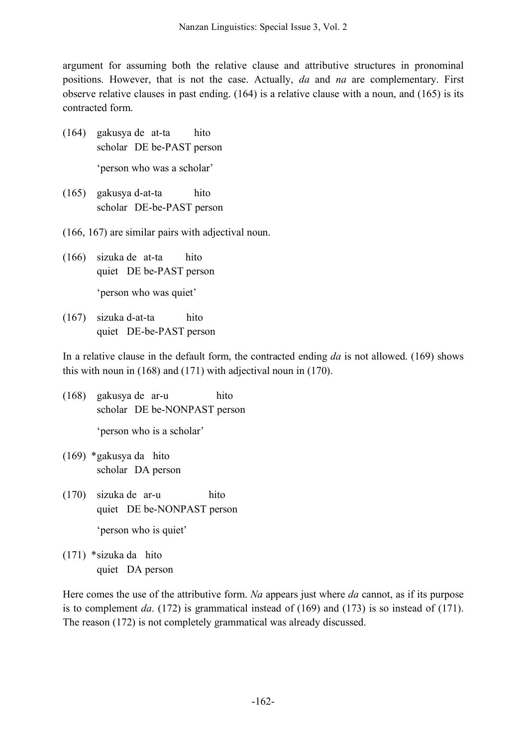argument for assuming both the relative clause and attributive structures in pronominal positions. However, that is not the case. Actually, *da* and *na* are complementary. First observe relative clauses in past ending. (164) is a relative clause with a noun, and (165) is its contracted form.

(164) gakusya de at-ta hito
      scholar DE be-PAST person
      'person who was a scholar'

(165) gakusya d-at-ta hito
      scholar DE-be-PAST person

(166, 167) are similar pairs with adjectival noun.

(166) sizuka de at-ta hito
      quiet DE be-PAST person
      'person who was quiet'

(167) sizuka d-at-ta hito
      quiet DE-be-PAST person

In a relative clause in the default form, the contracted ending *da* is not allowed. (169) shows this with noun in (168) and (171) with adjectival noun in (170).

(168) gakusya de ar-u hito
      scholar DE be-NONPAST person
      'person who is a scholar'

(169) *gakusya da hito
      scholar DA person

(170) sizuka de ar-u hito
      quiet DE be-NONPAST person
      'person who is quiet'

(171) *sizuka da hito
      quiet DA person

Here comes the use of the attributive form. *Na* appears just where *da* cannot, as if its purpose is to complement *da*. (172) is grammatical instead of (169) and (173) is so instead of (171). The reason (172) is not completely grammatical was already discussed.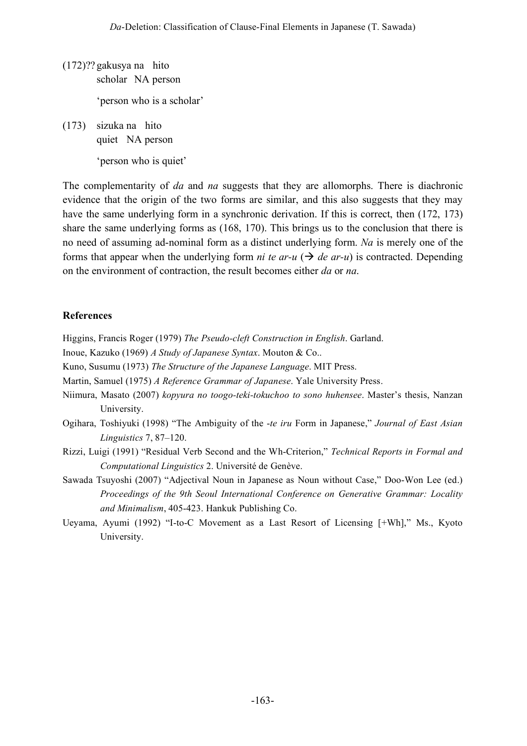(172)?? gakusya na hito
scholar NA person

'person who is a scholar'

(173) sizuka na hito
quiet NA person

'person who is quiet'

The complementarity of *da* and *na* suggests that they are allomorphs. There is diachronic evidence that the origin of the two forms are similar, and this also suggests that they may have the same underlying form in a synchronic derivation. If this is correct, then (172, 173) share the same underlying forms as (168, 170). This brings us to the conclusion that there is no need of assuming ad-nominal form as a distinct underlying form. *Na* is merely one of the forms that appear when the underlying form *ni te ar-u* (→ *de ar-u*) is contracted. Depending on the environment of contraction, the result becomes either *da* or *na*.

## References

Higgins, Francis Roger (1979) *The Pseudo-cleft Construction in English*. Garland.

Inoue, Kazuko (1969) *A Study of Japanese Syntax*. Mouton & Co..

Kuno, Susumu (1973) *The Structure of the Japanese Language*. MIT Press.

Martin, Samuel (1975) *A Reference Grammar of Japanese*. Yale University Press.

Niimura, Masato (2007) *kopyura no toogo-teki-tokuchoo to sono huhensee*. Master's thesis, Nanzan University.

Ogihara, Toshiyuki (1998) "The Ambiguity of the *-te iru* Form in Japanese," *Journal of East Asian Linguistics* 7, 87–120.

Rizzi, Luigi (1991) "Residual Verb Second and the Wh-Criterion," *Technical Reports in Formal and Computational Linguistics* 2. Université de Genève.

Sawada Tsuyoshi (2007) "Adjectival Noun in Japanese as Noun without Case," Doo-Won Lee (ed.) *Proceedings of the 9th Seoul International Conference on Generative Grammar: Locality and Minimalism*, 405-423. Hankuk Publishing Co.

Ueyama, Ayumi (1992) "I-to-C Movement as a Last Resort of Licensing [+Wh]," Ms., Kyoto University.